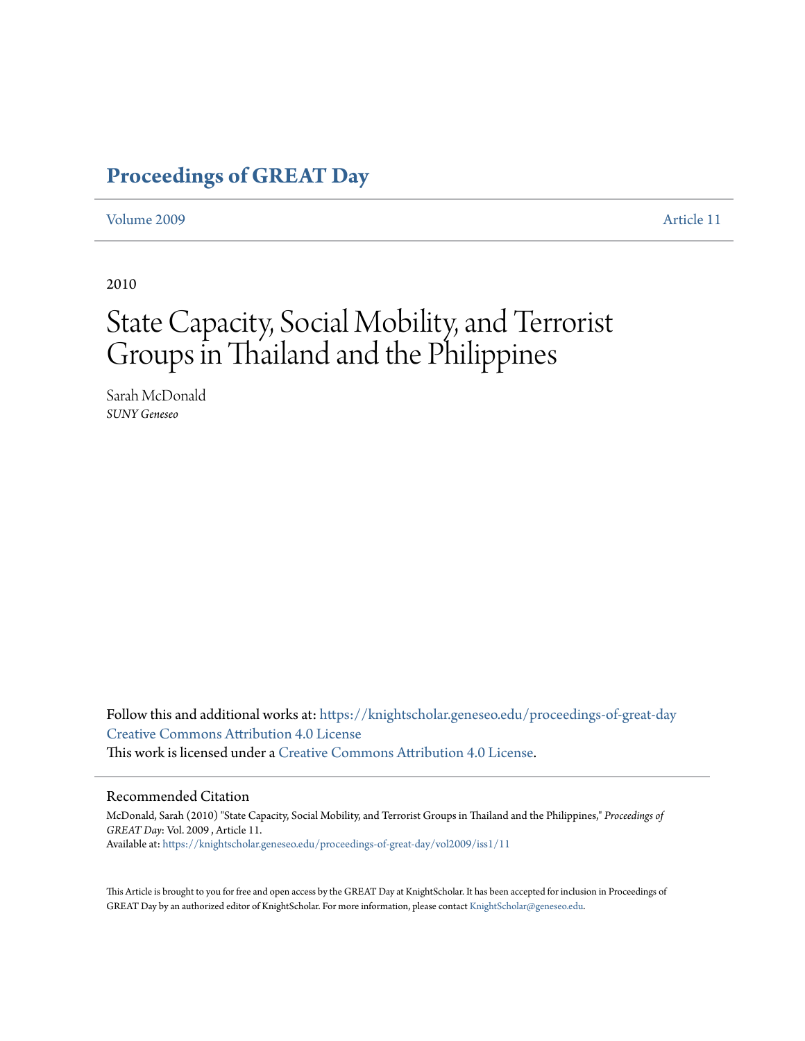# Proceedings of GREAT Day

Volume 2009 Article 11

2010

# State Capacity, Social Mobility, and Terrorist Groups in Thailand and the Philippines

Sarah McDonald
*SUNY Geneseo*

Follow this and additional works at: https://knightscholar.geneseo.edu/proceedings-of-great-day
Creative Commons Attribution 4.0 License
This work is licensed under a Creative Commons Attribution 4.0 License.

## Recommended Citation

McDonald, Sarah (2010) "State Capacity, Social Mobility, and Terrorist Groups in Thailand and the Philippines," *Proceedings of GREAT Day*: Vol. 2009 , Article 11.
Available at: https://knightscholar.geneseo.edu/proceedings-of-great-day/vol2009/iss1/11

This Article is brought to you for free and open access by the GREAT Day at KnightScholar. It has been accepted for inclusion in Proceedings of GREAT Day by an authorized editor of KnightScholar. For more information, please contact KnightScholar@geneseo.edu.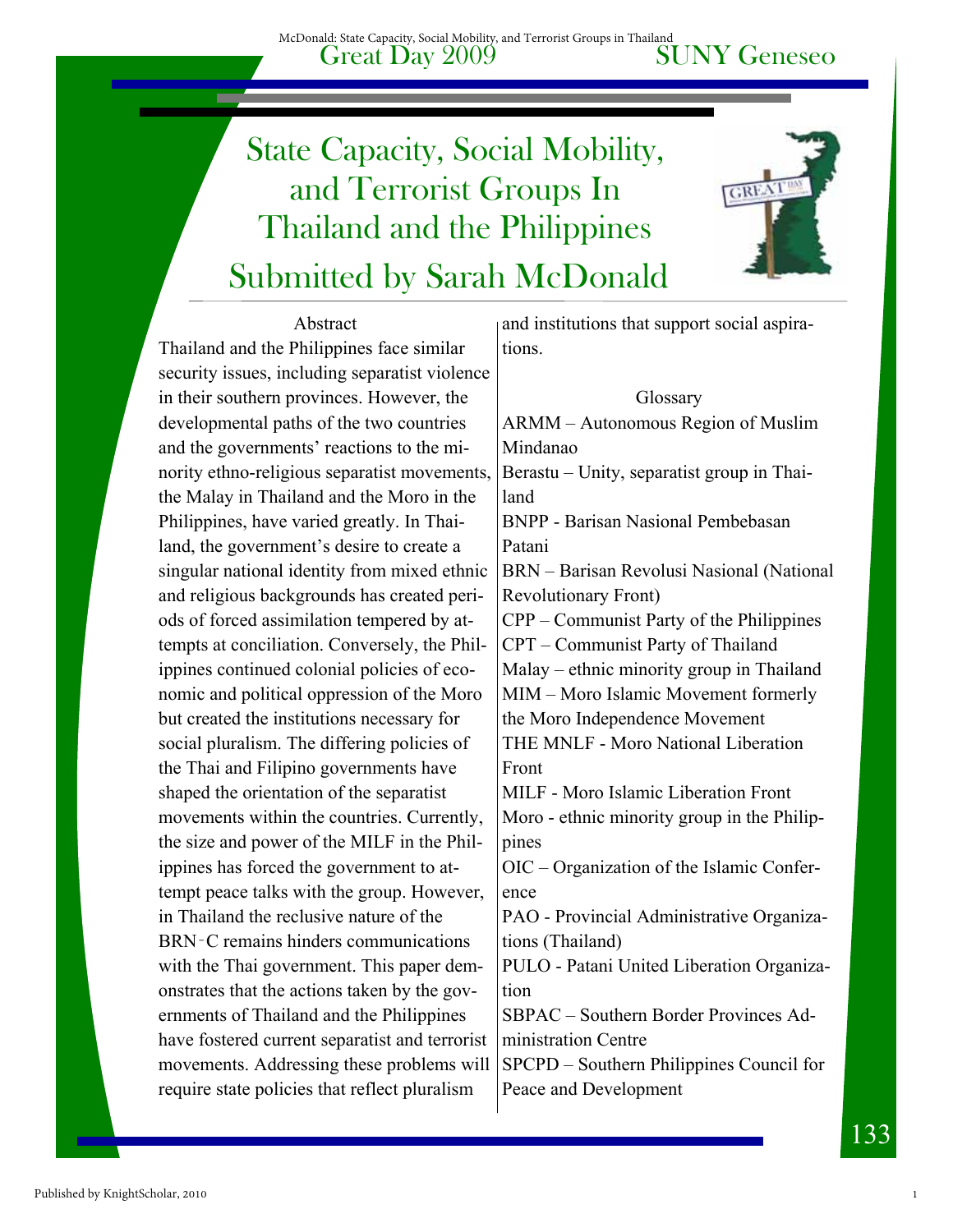# State Capacity, Social Mobility, and Terrorist Groups In Thailand and the Philippines

## Submitted by Sarah McDonald

### Abstract

Thailand and the Philippines face similar security issues, including separatist violence in their southern provinces. However, the developmental paths of the two countries and the governments' reactions to the minority ethno-religious separatist movements, the Malay in Thailand and the Moro in the Philippines, have varied greatly. In Thailand, the government's desire to create a singular national identity from mixed ethnic and religious backgrounds has created periods of forced assimilation tempered by attempts at conciliation. Conversely, the Philippines continued colonial policies of economic and political oppression of the Moro but created the institutions necessary for social pluralism. The differing policies of the Thai and Filipino governments have shaped the orientation of the separatist movements within the countries. Currently, the size and power of the MILF in the Philippines has forced the government to attempt peace talks with the group. However, in Thailand the reclusive nature of the BRN‑C remains hinders communications with the Thai government. This paper demonstrates that the actions taken by the governments of Thailand and the Philippines have fostered current separatist and terrorist movements. Addressing these problems will require state policies that reflect pluralism and institutions that support social aspirations.

### Glossary

ARMM – Autonomous Region of Muslim Mindanao

Berastu – Unity, separatist group in Thailand

BNPP - Barisan Nasional Pembebasan Patani

BRN – Barisan Revolusi Nasional (National Revolutionary Front)

CPP – Communist Party of the Philippines

CPT – Communist Party of Thailand

Malay – ethnic minority group in Thailand

MIM – Moro Islamic Movement formerly the Moro Independence Movement

THE MNLF - Moro National Liberation Front

MILF - Moro Islamic Liberation Front

Moro - ethnic minority group in the Philippines

OIC – Organization of the Islamic Conference

PAO - Provincial Administrative Organizations (Thailand)

PULO - Patani United Liberation Organization

SBPAC – Southern Border Provinces Administration Centre

SPCPD – Southern Philippines Council for Peace and Development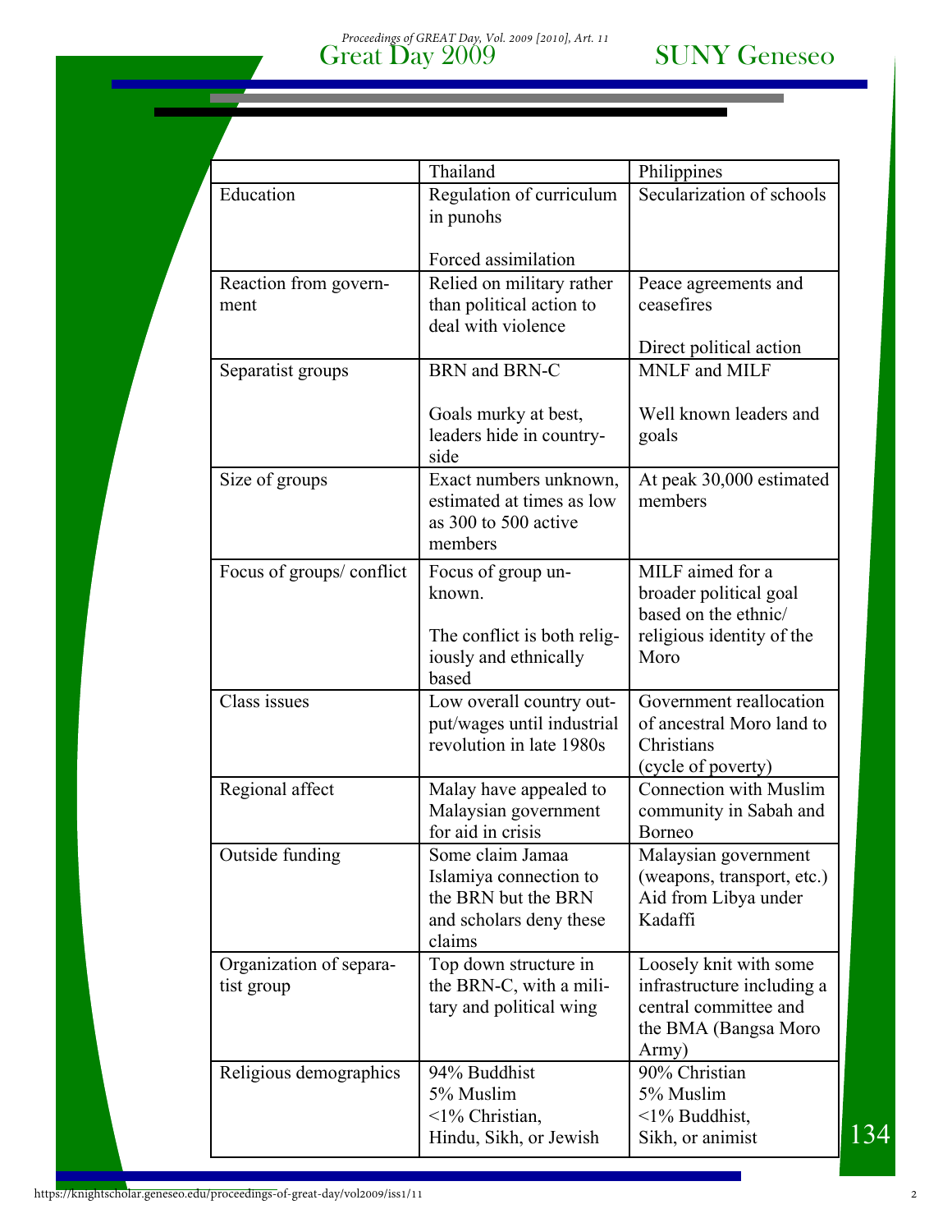| | Thailand | Philippines |
|---|---|---|
| Education | Regulation of curriculum in punohs<br><br>Forced assimilation | Secularization of schools |
| Reaction from government | Relied on military rather than political action to deal with violence | Peace agreements and ceasefires<br><br>Direct political action |
| Separatist groups | BRN and BRN-C<br><br>Goals murky at best, leaders hide in countryside | MNLF and MILF<br><br>Well known leaders and goals |
| Size of groups | Exact numbers unknown, estimated at times as low as 300 to 500 active members | At peak 30,000 estimated members |
| Focus of groups/ conflict | Focus of group unknown.<br><br>The conflict is both religiously and ethnically based | MILF aimed for a broader political goal based on the ethnic/ religious identity of the Moro |
| Class issues | Low overall country output/wages until industrial revolution in late 1980s | Government reallocation of ancestral Moro land to Christians (cycle of poverty) |
| Regional affect | Malay have appealed to Malaysian government for aid in crisis | Connection with Muslim community in Sabah and Borneo |
| Outside funding | Some claim Jamaa Islamiya connection to the BRN but the BRN and scholars deny these claims | Malaysian government (weapons, transport, etc.) Aid from Libya under Kadaffi |
| Organization of separatist group | Top down structure in the BRN-C, with a military and political wing | Loosely knit with some infrastructure including a central committee and the BMA (Bangsa Moro Army) |
| Religious demographics | 94% Buddhist<br>5% Muslim<br><1% Christian, Hindu, Sikh, or Jewish | 90% Christian<br>5% Muslim<br><1% Buddhist, Sikh, or animist |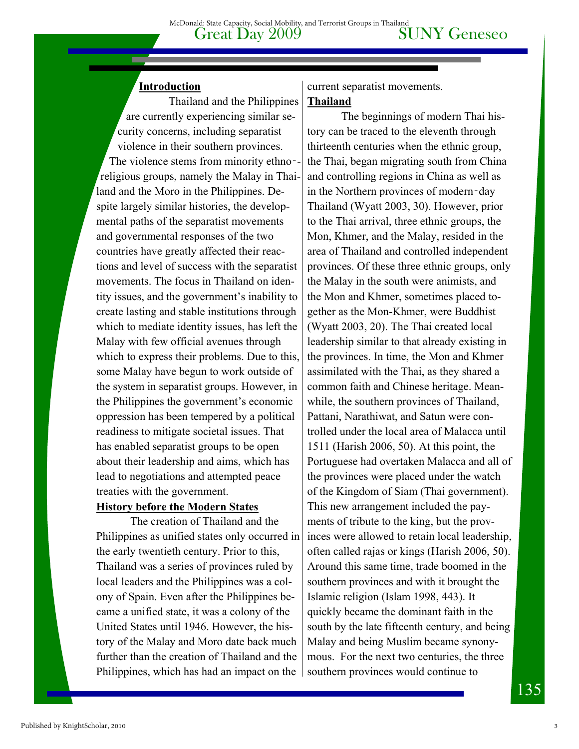**Introduction**

Thailand and the Philippines are currently experiencing similar security concerns, including separatist violence in their southern provinces. The violence stems from minority ethno-religious groups, namely the Malay in Thailand and the Moro in the Philippines. Despite largely similar histories, the developmental paths of the separatist movements and governmental responses of the two countries have greatly affected their reactions and level of success with the separatist movements. The focus in Thailand on identity issues, and the government's inability to create lasting and stable institutions through which to mediate identity issues, has left the Malay with few official avenues through which to express their problems. Due to this, some Malay have begun to work outside of the system in separatist groups. However, in the Philippines the government's economic oppression has been tempered by a political readiness to mitigate societal issues. That has enabled separatist groups to be open about their leadership and aims, which has lead to negotiations and attempted peace treaties with the government.

**History before the Modern States**

The creation of Thailand and the Philippines as unified states only occurred in the early twentieth century. Prior to this, Thailand was a series of provinces ruled by local leaders and the Philippines was a colony of Spain. Even after the Philippines became a unified state, it was a colony of the United States until 1946. However, the history of the Malay and Moro date back much further than the creation of Thailand and the Philippines, which has had an impact on the current separatist movements.

**Thailand**

The beginnings of modern Thai history can be traced to the eleventh through thirteenth centuries when the ethnic group, the Thai, began migrating south from China and controlling regions in China as well as in the Northern provinces of modern-day Thailand (Wyatt 2003, 30). However, prior to the Thai arrival, three ethnic groups, the Mon, Khmer, and the Malay, resided in the area of Thailand and controlled independent provinces. Of these three ethnic groups, only the Malay in the south were animists, and the Mon and Khmer, sometimes placed together as the Mon-Khmer, were Buddhist (Wyatt 2003, 20). The Thai created local leadership similar to that already existing in the provinces. In time, the Mon and Khmer assimilated with the Thai, as they shared a common faith and Chinese heritage. Meanwhile, the southern provinces of Thailand, Pattani, Narathiwat, and Satun were controlled under the local area of Malacca until 1511 (Harish 2006, 50). At this point, the Portuguese had overtaken Malacca and all of the provinces were placed under the watch of the Kingdom of Siam (Thai government). This new arrangement included the payments of tribute to the king, but the provinces were allowed to retain local leadership, often called rajas or kings (Harish 2006, 50). Around this same time, trade boomed in the southern provinces and with it brought the Islamic religion (Islam 1998, 443). It quickly became the dominant faith in the south by the late fifteenth century, and being Malay and being Muslim became synonymous. For the next two centuries, the three southern provinces would continue to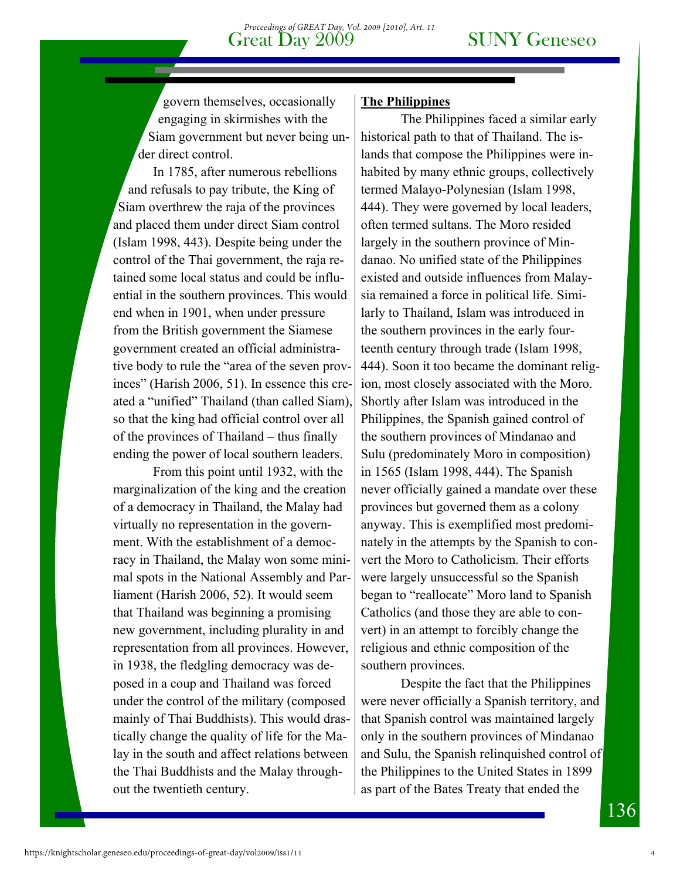govern themselves, occasionally engaging in skirmishes with the Siam government but never being under direct control.

In 1785, after numerous rebellions and refusals to pay tribute, the King of Siam overthrew the raja of the provinces and placed them under direct Siam control (Islam 1998, 443). Despite being under the control of the Thai government, the raja retained some local status and could be influential in the southern provinces. This would end when in 1901, when under pressure from the British government the Siamese government created an official administrative body to rule the "area of the seven provinces" (Harish 2006, 51). In essence this created a "unified" Thailand (than called Siam), so that the king had official control over all of the provinces of Thailand – thus finally ending the power of local southern leaders.

From this point until 1932, with the marginalization of the king and the creation of a democracy in Thailand, the Malay had virtually no representation in the government. With the establishment of a democracy in Thailand, the Malay won some minimal spots in the National Assembly and Parliament (Harish 2006, 52). It would seem that Thailand was beginning a promising new government, including plurality in and representation from all provinces. However, in 1938, the fledgling democracy was deposed in a coup and Thailand was forced under the control of the military (composed mainly of Thai Buddhists). This would drastically change the quality of life for the Malay in the south and affect relations between the Thai Buddhists and the Malay throughout the twentieth century.

**The Philippines**

The Philippines faced a similar early historical path to that of Thailand. The islands that compose the Philippines were inhabited by many ethnic groups, collectively termed Malayo-Polynesian (Islam 1998, 444). They were governed by local leaders, often termed sultans. The Moro resided largely in the southern province of Mindanao. No unified state of the Philippines existed and outside influences from Malaysia remained a force in political life. Similarly to Thailand, Islam was introduced in the southern provinces in the early fourteenth century through trade (Islam 1998, 444). Soon it too became the dominant religion, most closely associated with the Moro. Shortly after Islam was introduced in the Philippines, the Spanish gained control of the southern provinces of Mindanao and Sulu (predominately Moro in composition) in 1565 (Islam 1998, 444). The Spanish never officially gained a mandate over these provinces but governed them as a colony anyway. This is exemplified most predominately in the attempts by the Spanish to convert the Moro to Catholicism. Their efforts were largely unsuccessful so the Spanish began to "reallocate" Moro land to Spanish Catholics (and those they are able to convert) in an attempt to forcibly change the religious and ethnic composition of the southern provinces.

Despite the fact that the Philippines were never officially a Spanish territory, and that Spanish control was maintained largely only in the southern provinces of Mindanao and Sulu, the Spanish relinquished control of the Philippines to the United States in 1899 as part of the Bates Treaty that ended the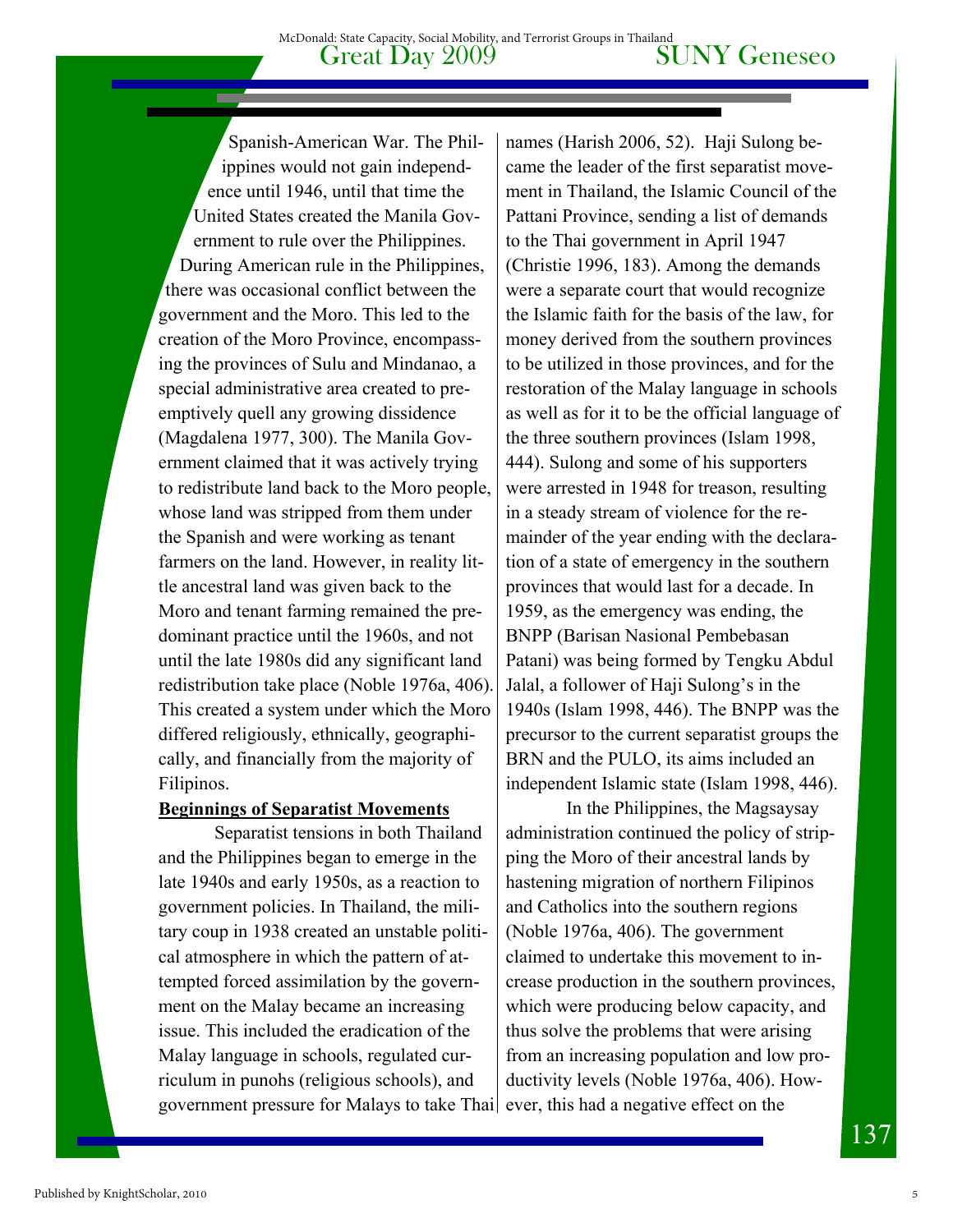Spanish-American War. The Philippines would not gain independence until 1946, until that time the United States created the Manila Government to rule over the Philippines. During American rule in the Philippines, there was occasional conflict between the government and the Moro. This led to the creation of the Moro Province, encompassing the provinces of Sulu and Mindanao, a special administrative area created to preemptively quell any growing dissidence (Magdalena 1977, 300). The Manila Government claimed that it was actively trying to redistribute land back to the Moro people, whose land was stripped from them under the Spanish and were working as tenant farmers on the land. However, in reality little ancestral land was given back to the Moro and tenant farming remained the predominant practice until the 1960s, and not until the late 1980s did any significant land redistribution take place (Noble 1976a, 406). This created a system under which the Moro differed religiously, ethnically, geographically, and financially from the majority of Filipinos.

**Beginnings of Separatist Movements**

Separatist tensions in both Thailand and the Philippines began to emerge in the late 1940s and early 1950s, as a reaction to government policies. In Thailand, the military coup in 1938 created an unstable political atmosphere in which the pattern of attempted forced assimilation by the government on the Malay became an increasing issue. This included the eradication of the Malay language in schools, regulated curriculum in punohs (religious schools), and government pressure for Malays to take Thai names (Harish 2006, 52). Haji Sulong became the leader of the first separatist movement in Thailand, the Islamic Council of the Pattani Province, sending a list of demands to the Thai government in April 1947 (Christie 1996, 183). Among the demands were a separate court that would recognize the Islamic faith for the basis of the law, for money derived from the southern provinces to be utilized in those provinces, and for the restoration of the Malay language in schools as well as for it to be the official language of the three southern provinces (Islam 1998, 444). Sulong and some of his supporters were arrested in 1948 for treason, resulting in a steady stream of violence for the remainder of the year ending with the declaration of a state of emergency in the southern provinces that would last for a decade. In 1959, as the emergency was ending, the BNPP (Barisan Nasional Pembebasan Patani) was being formed by Tengku Abdul Jalal, a follower of Haji Sulong's in the 1940s (Islam 1998, 446). The BNPP was the precursor to the current separatist groups the BRN and the PULO, its aims included an independent Islamic state (Islam 1998, 446).

In the Philippines, the Magsaysay administration continued the policy of stripping the Moro of their ancestral lands by hastening migration of northern Filipinos and Catholics into the southern regions (Noble 1976a, 406). The government claimed to undertake this movement to increase production in the southern provinces, which were producing below capacity, and thus solve the problems that were arising from an increasing population and low productivity levels (Noble 1976a, 406). However, this had a negative effect on the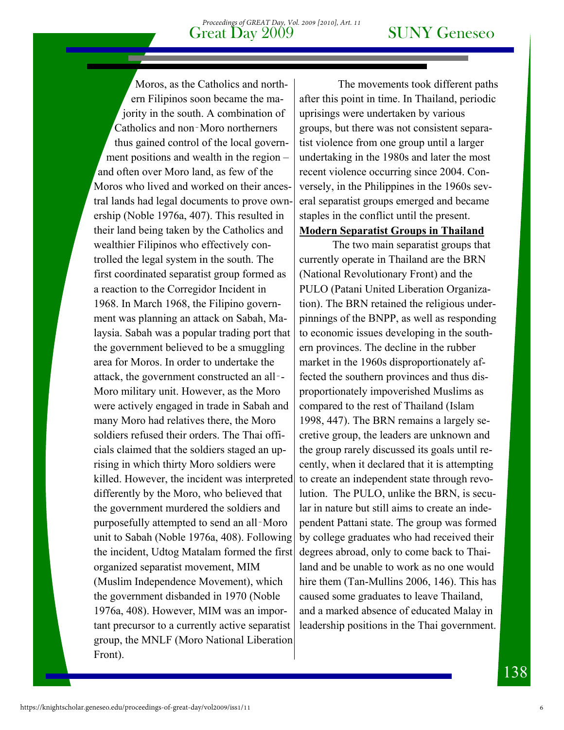Moros, as the Catholics and northern Filipinos soon became the majority in the south. A combination of Catholics and non-Moro northerners thus gained control of the local government positions and wealth in the region – and often over Moro land, as few of the Moros who lived and worked on their ancestral lands had legal documents to prove ownership (Noble 1976a, 407). This resulted in their land being taken by the Catholics and wealthier Filipinos who effectively controlled the legal system in the south. The first coordinated separatist group formed as a reaction to the Corregidor Incident in 1968. In March 1968, the Filipino government was planning an attack on Sabah, Malaysia. Sabah was a popular trading port that the government believed to be a smuggling area for Moros. In order to undertake the attack, the government constructed an all--Moro military unit. However, as the Moro were actively engaged in trade in Sabah and many Moro had relatives there, the Moro soldiers refused their orders. The Thai officials claimed that the soldiers staged an uprising in which thirty Moro soldiers were killed. However, the incident was interpreted differently by the Moro, who believed that the government murdered the soldiers and purposefully attempted to send an all-Moro unit to Sabah (Noble 1976a, 408). Following the incident, Udtog Matalam formed the first organized separatist movement, MIM (Muslim Independence Movement), which the government disbanded in 1970 (Noble 1976a, 408). However, MIM was an important precursor to a currently active separatist group, the MNLF (Moro National Liberation Front).

The movements took different paths after this point in time. In Thailand, periodic uprisings were undertaken by various groups, but there was not consistent separatist violence from one group until a larger undertaking in the 1980s and later the most recent violence occurring since 2004. Conversely, in the Philippines in the 1960s several separatist groups emerged and became staples in the conflict until the present.

**Modern Separatist Groups in Thailand**

The two main separatist groups that currently operate in Thailand are the BRN (National Revolutionary Front) and the PULO (Patani United Liberation Organization). The BRN retained the religious underpinnings of the BNPP, as well as responding to economic issues developing in the southern provinces. The decline in the rubber market in the 1960s disproportionately affected the southern provinces and thus disproportionately impoverished Muslims as compared to the rest of Thailand (Islam 1998, 447). The BRN remains a largely secretive group, the leaders are unknown and the group rarely discussed its goals until recently, when it declared that it is attempting to create an independent state through revolution. The PULO, unlike the BRN, is secular in nature but still aims to create an independent Pattani state. The group was formed by college graduates who had received their degrees abroad, only to come back to Thailand and be unable to work as no one would hire them (Tan-Mullins 2006, 146). This has caused some graduates to leave Thailand, and a marked absence of educated Malay in leadership positions in the Thai government.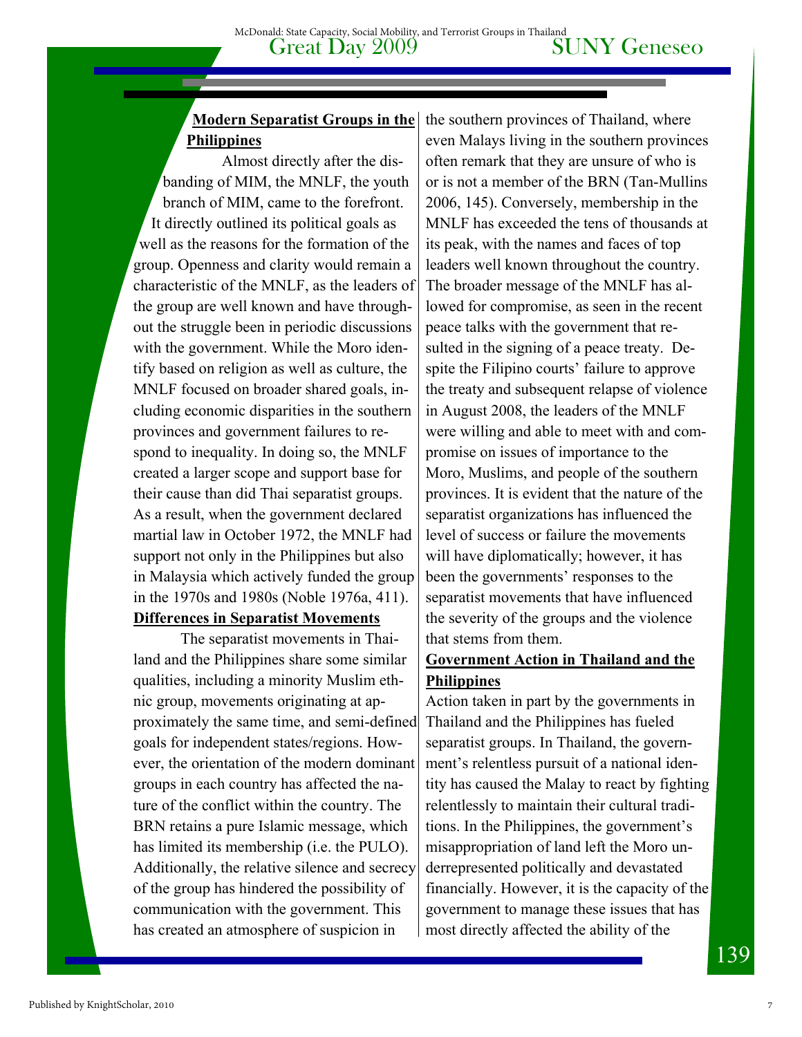## Modern Separatist Groups in the Philippines

Almost directly after the disbanding of MIM, the MNLF, the youth branch of MIM, came to the forefront. It directly outlined its political goals as well as the reasons for the formation of the group. Openness and clarity would remain a characteristic of the MNLF, as the leaders of the group are well known and have throughout the struggle been in periodic discussions with the government. While the Moro identify based on religion as well as culture, the MNLF focused on broader shared goals, including economic disparities in the southern provinces and government failures to respond to inequality. In doing so, the MNLF created a larger scope and support base for their cause than did Thai separatist groups. As a result, when the government declared martial law in October 1972, the MNLF had support not only in the Philippines but also in Malaysia which actively funded the group in the 1970s and 1980s (Noble 1976a, 411).

## Differences in Separatist Movements

The separatist movements in Thailand and the Philippines share some similar qualities, including a minority Muslim ethnic group, movements originating at approximately the same time, and semi-defined goals for independent states/regions. However, the orientation of the modern dominant groups in each country has affected the nature of the conflict within the country. The BRN retains a pure Islamic message, which has limited its membership (i.e. the PULO). Additionally, the relative silence and secrecy of the group has hindered the possibility of communication with the government. This has created an atmosphere of suspicion in the southern provinces of Thailand, where even Malays living in the southern provinces often remark that they are unsure of who is or is not a member of the BRN (Tan-Mullins 2006, 145). Conversely, membership in the MNLF has exceeded the tens of thousands at its peak, with the names and faces of top leaders well known throughout the country. The broader message of the MNLF has allowed for compromise, as seen in the recent peace talks with the government that resulted in the signing of a peace treaty. Despite the Filipino courts' failure to approve the treaty and subsequent relapse of violence in August 2008, the leaders of the MNLF were willing and able to meet with and compromise on issues of importance to the Moro, Muslims, and people of the southern provinces. It is evident that the nature of the separatist organizations has influenced the level of success or failure the movements will have diplomatically; however, it has been the governments' responses to the separatist movements that have influenced the severity of the groups and the violence that stems from them.

## Government Action in Thailand and the Philippines

Action taken in part by the governments in Thailand and the Philippines has fueled separatist groups. In Thailand, the government's relentless pursuit of a national identity has caused the Malay to react by fighting relentlessly to maintain their cultural traditions. In the Philippines, the government's misappropriation of land left the Moro underrepresented politically and devastated financially. However, it is the capacity of the government to manage these issues that has most directly affected the ability of the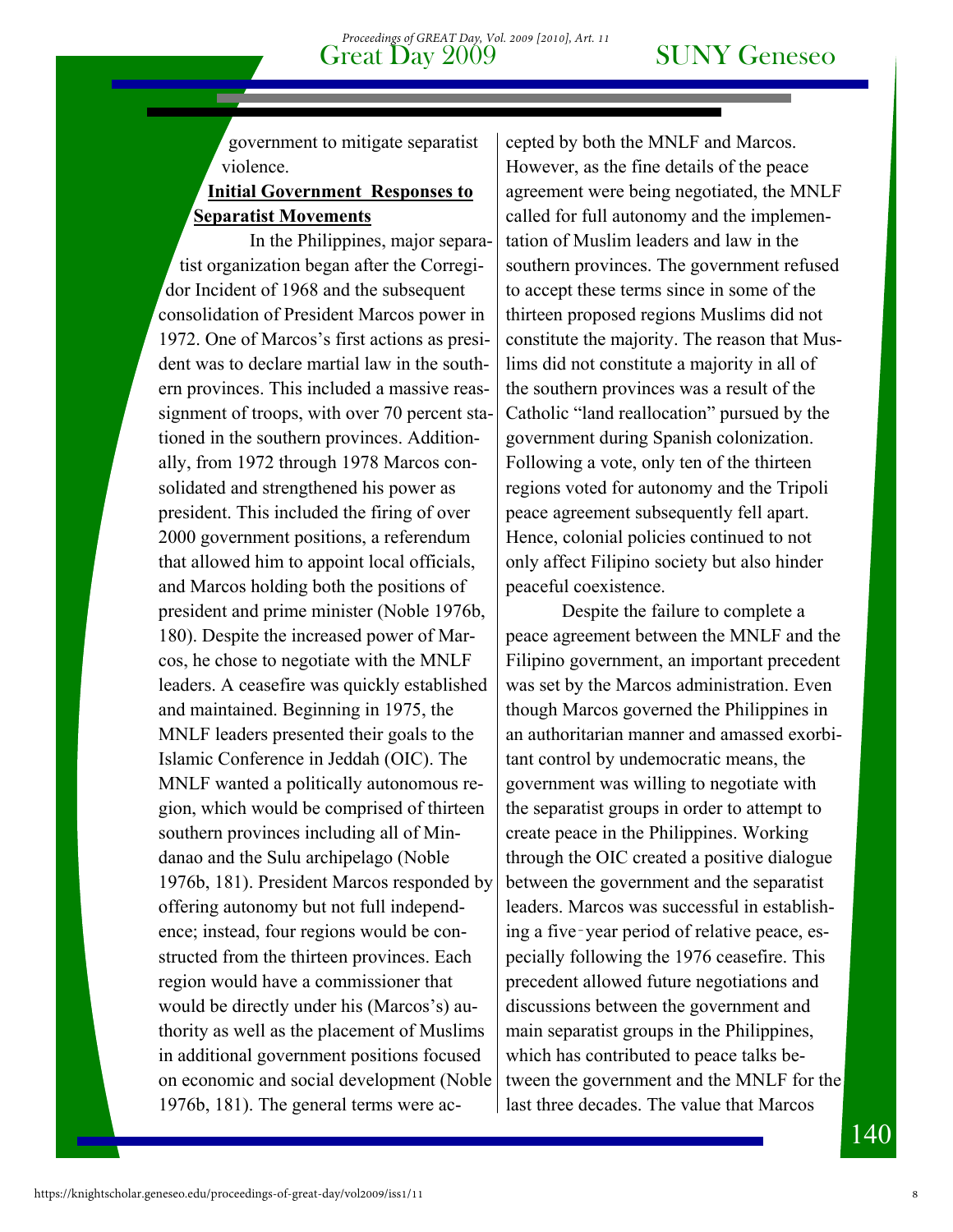government to mitigate separatist violence.

**Initial Government Responses to Separatist Movements**

In the Philippines, major separatist organization began after the Corregidor Incident of 1968 and the subsequent consolidation of President Marcos power in 1972. One of Marcos's first actions as president was to declare martial law in the southern provinces. This included a massive reassignment of troops, with over 70 percent stationed in the southern provinces. Additionally, from 1972 through 1978 Marcos consolidated and strengthened his power as president. This included the firing of over 2000 government positions, a referendum that allowed him to appoint local officials, and Marcos holding both the positions of president and prime minister (Noble 1976b, 180). Despite the increased power of Marcos, he chose to negotiate with the MNLF leaders. A ceasefire was quickly established and maintained. Beginning in 1975, the MNLF leaders presented their goals to the Islamic Conference in Jeddah (OIC). The MNLF wanted a politically autonomous region, which would be comprised of thirteen southern provinces including all of Mindanao and the Sulu archipelago (Noble 1976b, 181). President Marcos responded by offering autonomy but not full independence; instead, four regions would be constructed from the thirteen provinces. Each region would have a commissioner that would be directly under his (Marcos's) authority as well as the placement of Muslims in additional government positions focused on economic and social development (Noble 1976b, 181). The general terms were accepted by both the MNLF and Marcos. However, as the fine details of the peace agreement were being negotiated, the MNLF called for full autonomy and the implementation of Muslim leaders and law in the southern provinces. The government refused to accept these terms since in some of the thirteen proposed regions Muslims did not constitute the majority. The reason that Muslims did not constitute a majority in all of the southern provinces was a result of the Catholic "land reallocation" pursued by the government during Spanish colonization. Following a vote, only ten of the thirteen regions voted for autonomy and the Tripoli peace agreement subsequently fell apart. Hence, colonial policies continued to not only affect Filipino society but also hinder peaceful coexistence.

Despite the failure to complete a peace agreement between the MNLF and the Filipino government, an important precedent was set by the Marcos administration. Even though Marcos governed the Philippines in an authoritarian manner and amassed exorbitant control by undemocratic means, the government was willing to negotiate with the separatist groups in order to attempt to create peace in the Philippines. Working through the OIC created a positive dialogue between the government and the separatist leaders. Marcos was successful in establishing a five-year period of relative peace, especially following the 1976 ceasefire. This precedent allowed future negotiations and discussions between the government and main separatist groups in the Philippines, which has contributed to peace talks between the government and the MNLF for the last three decades. The value that Marcos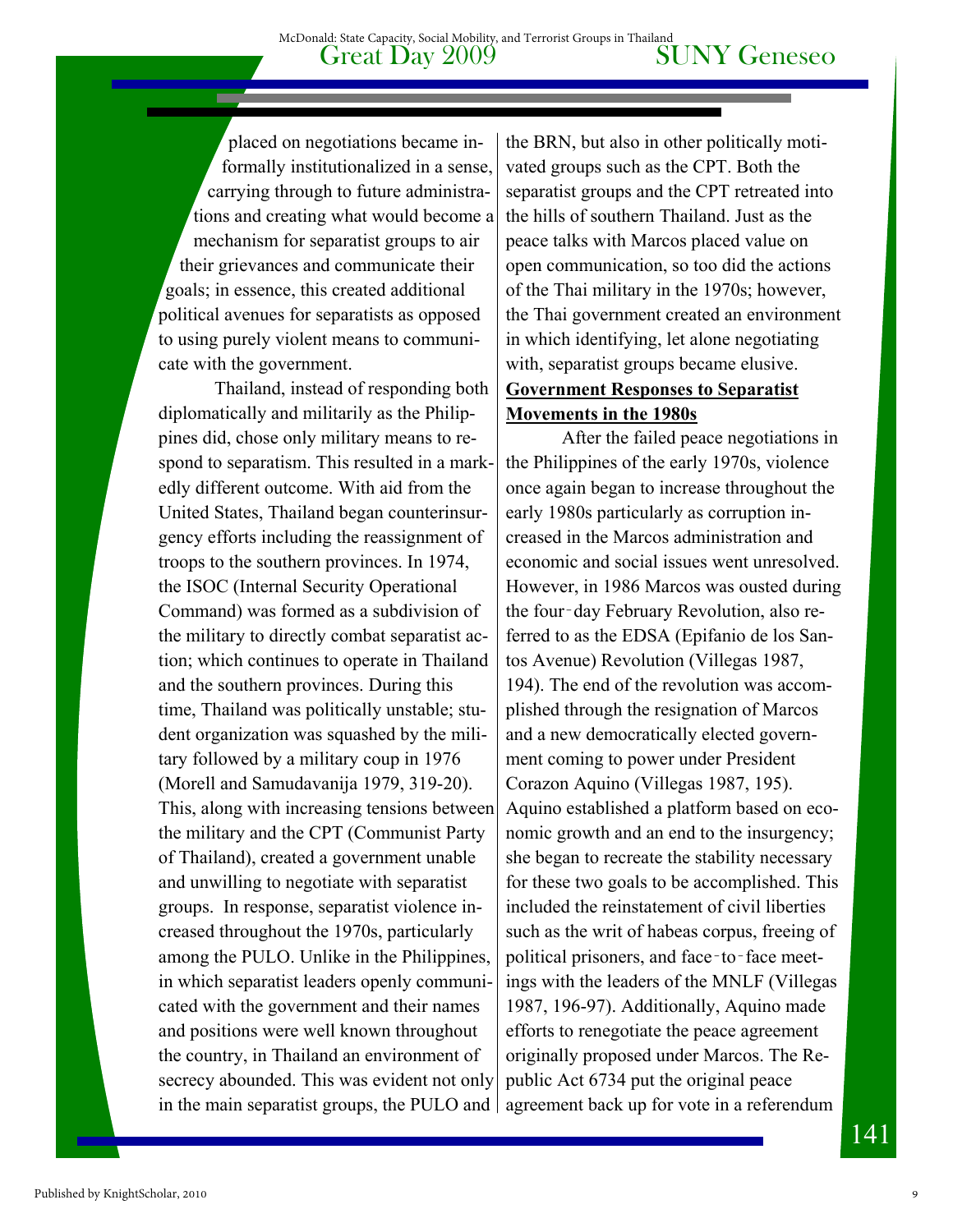placed on negotiations became informally institutionalized in a sense, carrying through to future administrations and creating what would become a mechanism for separatist groups to air their grievances and communicate their goals; in essence, this created additional political avenues for separatists as opposed to using purely violent means to communicate with the government.

Thailand, instead of responding both diplomatically and militarily as the Philippines did, chose only military means to respond to separatism. This resulted in a markedly different outcome. With aid from the United States, Thailand began counterinsurgency efforts including the reassignment of troops to the southern provinces. In 1974, the ISOC (Internal Security Operational Command) was formed as a subdivision of the military to directly combat separatist action; which continues to operate in Thailand and the southern provinces. During this time, Thailand was politically unstable; student organization was squashed by the military followed by a military coup in 1976 (Morell and Samudavanija 1979, 319-20). This, along with increasing tensions between the military and the CPT (Communist Party of Thailand), created a government unable and unwilling to negotiate with separatist groups. In response, separatist violence increased throughout the 1970s, particularly among the PULO. Unlike in the Philippines, in which separatist leaders openly communicated with the government and their names and positions were well known throughout the country, in Thailand an environment of secrecy abounded. This was evident not only in the main separatist groups, the PULO and the BRN, but also in other politically motivated groups such as the CPT. Both the separatist groups and the CPT retreated into the hills of southern Thailand. Just as the peace talks with Marcos placed value on open communication, so too did the actions of the Thai military in the 1970s; however, the Thai government created an environment in which identifying, let alone negotiating with, separatist groups became elusive.

**Government Responses to Separatist Movements in the 1980s**

After the failed peace negotiations in the Philippines of the early 1970s, violence once again began to increase throughout the early 1980s particularly as corruption increased in the Marcos administration and economic and social issues went unresolved. However, in 1986 Marcos was ousted during the four-day February Revolution, also referred to as the EDSA (Epifanio de los Santos Avenue) Revolution (Villegas 1987, 194). The end of the revolution was accomplished through the resignation of Marcos and a new democratically elected government coming to power under President Corazon Aquino (Villegas 1987, 195). Aquino established a platform based on economic growth and an end to the insurgency; she began to recreate the stability necessary for these two goals to be accomplished. This included the reinstatement of civil liberties such as the writ of habeas corpus, freeing of political prisoners, and face-to-face meetings with the leaders of the MNLF (Villegas 1987, 196-97). Additionally, Aquino made efforts to renegotiate the peace agreement originally proposed under Marcos. The Republic Act 6734 put the original peace agreement back up for vote in a referendum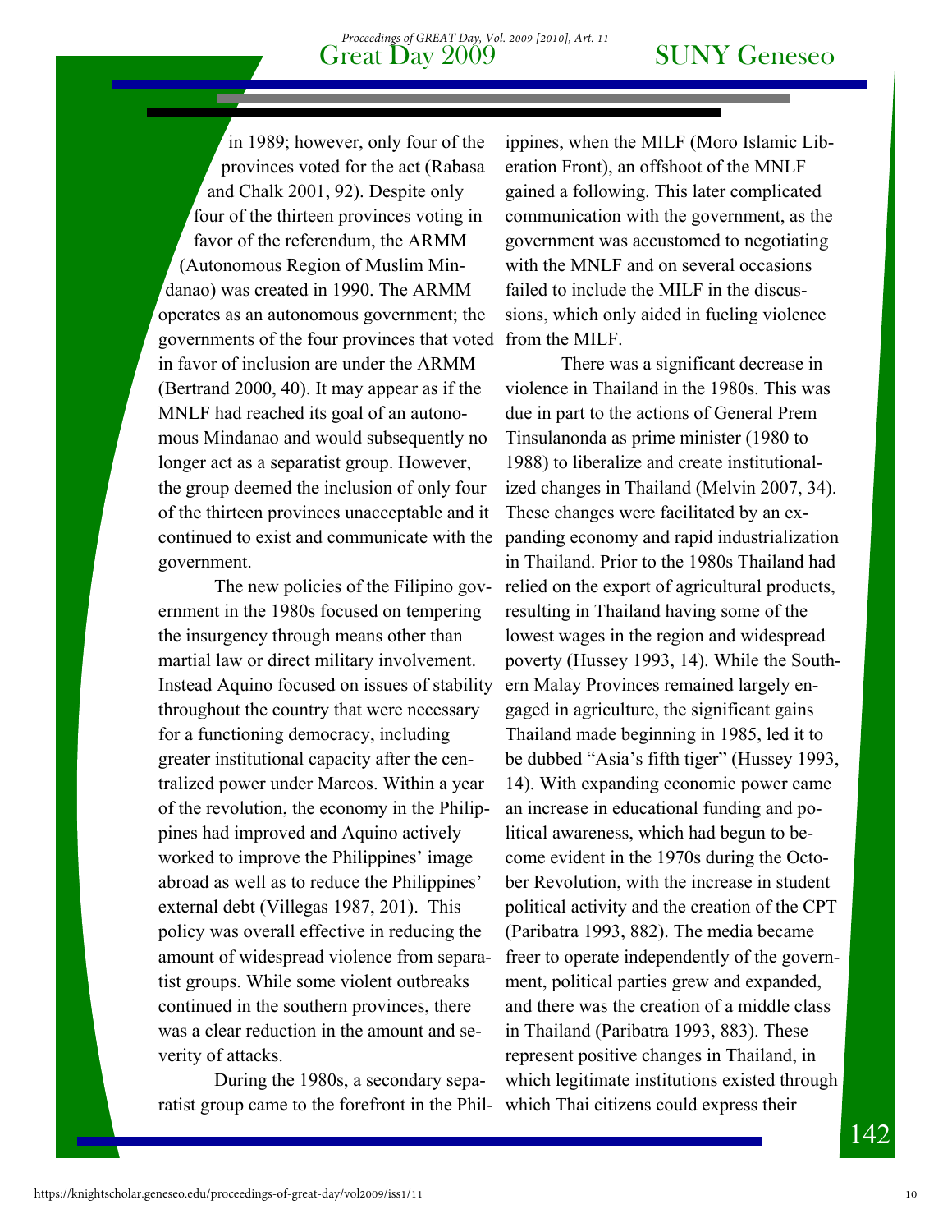in 1989; however, only four of the provinces voted for the act (Rabasa and Chalk 2001, 92). Despite only four of the thirteen provinces voting in favor of the referendum, the ARMM (Autonomous Region of Muslim Mindanao) was created in 1990. The ARMM operates as an autonomous government; the governments of the four provinces that voted in favor of inclusion are under the ARMM (Bertrand 2000, 40). It may appear as if the MNLF had reached its goal of an autonomous Mindanao and would subsequently no longer act as a separatist group. However, the group deemed the inclusion of only four of the thirteen provinces unacceptable and it continued to exist and communicate with the government.

The new policies of the Filipino government in the 1980s focused on tempering the insurgency through means other than martial law or direct military involvement. Instead Aquino focused on issues of stability throughout the country that were necessary for a functioning democracy, including greater institutional capacity after the centralized power under Marcos. Within a year of the revolution, the economy in the Philippines had improved and Aquino actively worked to improve the Philippines' image abroad as well as to reduce the Philippines' external debt (Villegas 1987, 201). This policy was overall effective in reducing the amount of widespread violence from separatist groups. While some violent outbreaks continued in the southern provinces, there was a clear reduction in the amount and severity of attacks.

During the 1980s, a secondary separatist group came to the forefront in the Philippines, when the MILF (Moro Islamic Liberation Front), an offshoot of the MNLF gained a following. This later complicated communication with the government, as the government was accustomed to negotiating with the MNLF and on several occasions failed to include the MILF in the discussions, which only aided in fueling violence from the MILF.

There was a significant decrease in violence in Thailand in the 1980s. This was due in part to the actions of General Prem Tinsulanonda as prime minister (1980 to 1988) to liberalize and create institutionalized changes in Thailand (Melvin 2007, 34). These changes were facilitated by an expanding economy and rapid industrialization in Thailand. Prior to the 1980s Thailand had relied on the export of agricultural products, resulting in Thailand having some of the lowest wages in the region and widespread poverty (Hussey 1993, 14). While the Southern Malay Provinces remained largely engaged in agriculture, the significant gains Thailand made beginning in 1985, led it to be dubbed "Asia's fifth tiger" (Hussey 1993, 14). With expanding economic power came an increase in educational funding and political awareness, which had begun to become evident in the 1970s during the October Revolution, with the increase in student political activity and the creation of the CPT (Paribatra 1993, 882). The media became freer to operate independently of the government, political parties grew and expanded, and there was the creation of a middle class in Thailand (Paribatra 1993, 883). These represent positive changes in Thailand, in which legitimate institutions existed through which Thai citizens could express their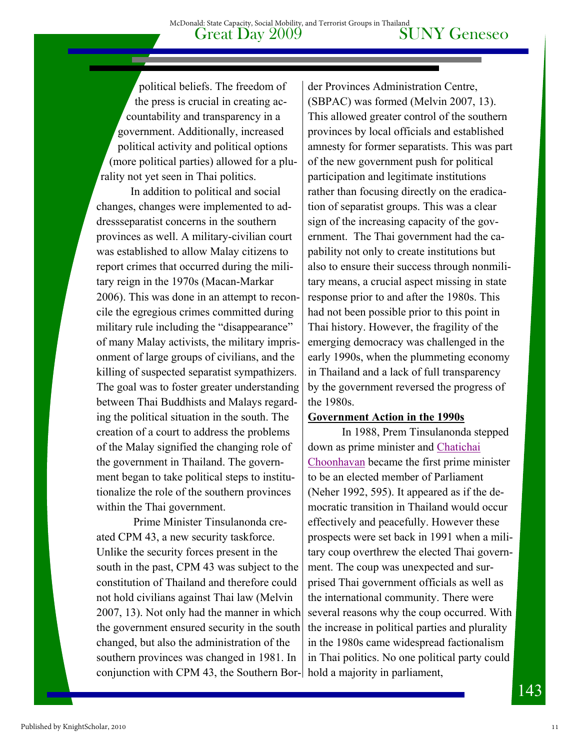political beliefs. The freedom of the press is crucial in creating accountability and transparency in a government. Additionally, increased political activity and political options (more political parties) allowed for a plurality not yet seen in Thai politics.

In addition to political and social changes, changes were implemented to addressseparatist concerns in the southern provinces as well. A military-civilian court was established to allow Malay citizens to report crimes that occurred during the military reign in the 1970s (Macan-Markar 2006). This was done in an attempt to reconcile the egregious crimes committed during military rule including the "disappearance" of many Malay activists, the military imprisonment of large groups of civilians, and the killing of suspected separatist sympathizers. The goal was to foster greater understanding between Thai Buddhists and Malays regarding the political situation in the south. The creation of a court to address the problems of the Malay signified the changing role of the government in Thailand. The government began to take political steps to institutionalize the role of the southern provinces within the Thai government.

Prime Minister Tinsulanonda created CPM 43, a new security taskforce. Unlike the security forces present in the south in the past, CPM 43 was subject to the constitution of Thailand and therefore could not hold civilians against Thai law (Melvin 2007, 13). Not only had the manner in which the government ensured security in the south changed, but also the administration of the southern provinces was changed in 1981. In conjunction with CPM 43, the Southern Border Provinces Administration Centre, (SBPAC) was formed (Melvin 2007, 13). This allowed greater control of the southern provinces by local officials and established amnesty for former separatists. This was part of the new government push for political participation and legitimate institutions rather than focusing directly on the eradication of separatist groups. This was a clear sign of the increasing capacity of the government. The Thai government had the capability not only to create institutions but also to ensure their success through nonmilitary means, a crucial aspect missing in state response prior to and after the 1980s. This had not been possible prior to this point in Thai history. However, the fragility of the emerging democracy was challenged in the early 1990s, when the plummeting economy in Thailand and a lack of full transparency by the government reversed the progress of the 1980s.

**Government Action in the 1990s**

In 1988, Prem Tinsulanonda stepped down as prime minister and Chatichai Choonhavan became the first prime minister to be an elected member of Parliament (Neher 1992, 595). It appeared as if the democratic transition in Thailand would occur effectively and peacefully. However these prospects were set back in 1991 when a military coup overthrew the elected Thai government. The coup was unexpected and surprised Thai government officials as well as the international community. There were several reasons why the coup occurred. With the increase in political parties and plurality in the 1980s came widespread factionalism in Thai politics. No one political party could hold a majority in parliament,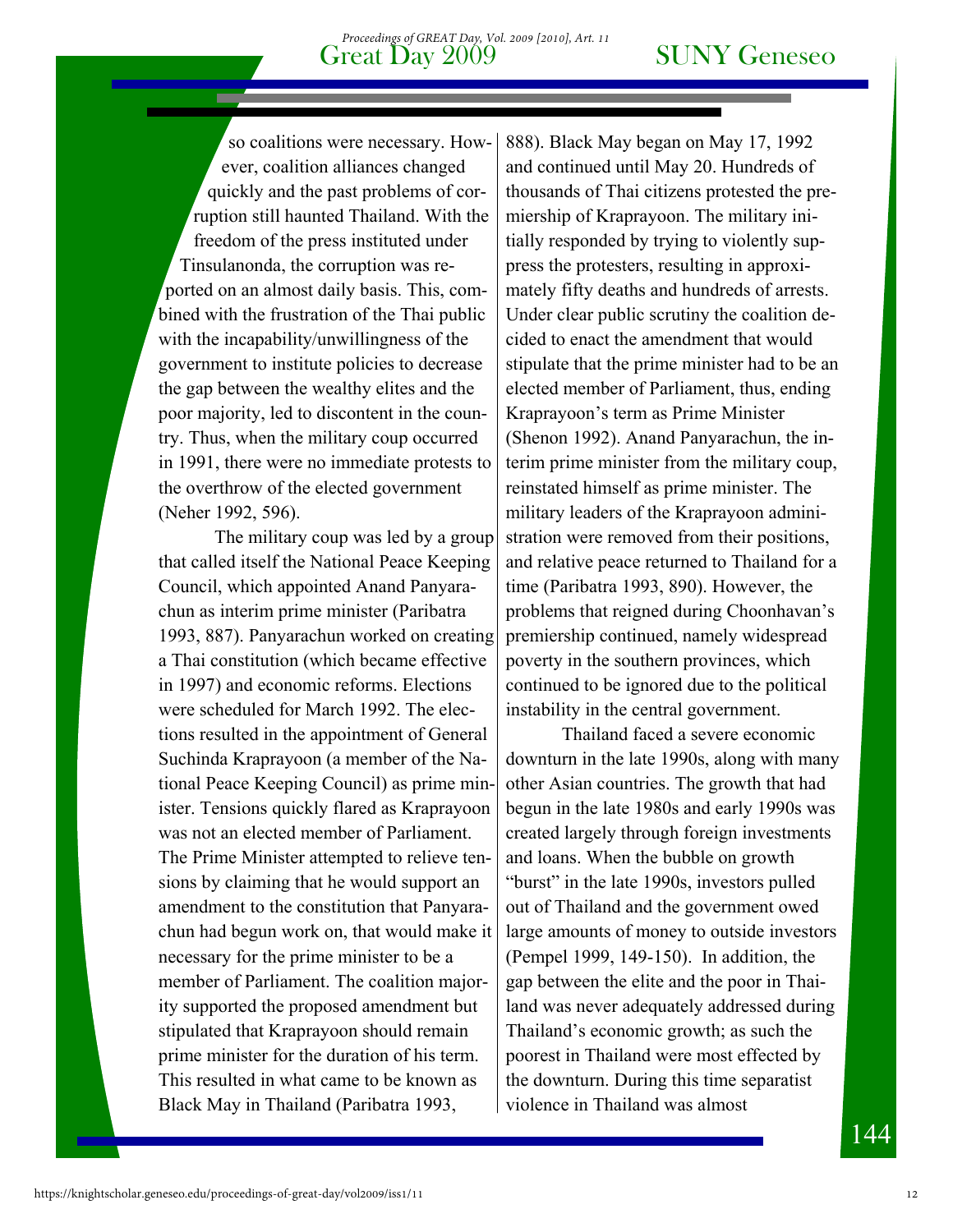so coalitions were necessary. However, coalition alliances changed quickly and the past problems of corruption still haunted Thailand. With the freedom of the press instituted under Tinsulanonda, the corruption was reported on an almost daily basis. This, combined with the frustration of the Thai public with the incapability/unwillingness of the government to institute policies to decrease the gap between the wealthy elites and the poor majority, led to discontent in the country. Thus, when the military coup occurred in 1991, there were no immediate protests to the overthrow of the elected government (Neher 1992, 596).

The military coup was led by a group that called itself the National Peace Keeping Council, which appointed Anand Panyarachun as interim prime minister (Paribatra 1993, 887). Panyarachun worked on creating a Thai constitution (which became effective in 1997) and economic reforms. Elections were scheduled for March 1992. The elections resulted in the appointment of General Suchinda Kraprayoon (a member of the National Peace Keeping Council) as prime minister. Tensions quickly flared as Kraprayoon was not an elected member of Parliament. The Prime Minister attempted to relieve tensions by claiming that he would support an amendment to the constitution that Panyarachun had begun work on, that would make it necessary for the prime minister to be a member of Parliament. The coalition majority supported the proposed amendment but stipulated that Kraprayoon should remain prime minister for the duration of his term. This resulted in what came to be known as Black May in Thailand (Paribatra 1993, 888). Black May began on May 17, 1992 and continued until May 20. Hundreds of thousands of Thai citizens protested the premiership of Kraprayoon. The military initially responded by trying to violently suppress the protesters, resulting in approximately fifty deaths and hundreds of arrests. Under clear public scrutiny the coalition decided to enact the amendment that would stipulate that the prime minister had to be an elected member of Parliament, thus, ending Kraprayoon's term as Prime Minister (Shenon 1992). Anand Panyarachun, the interim prime minister from the military coup, reinstated himself as prime minister. The military leaders of the Kraprayoon administration were removed from their positions, and relative peace returned to Thailand for a time (Paribatra 1993, 890). However, the problems that reigned during Choonhavan's premiership continued, namely widespread poverty in the southern provinces, which continued to be ignored due to the political instability in the central government.

Thailand faced a severe economic downturn in the late 1990s, along with many other Asian countries. The growth that had begun in the late 1980s and early 1990s was created largely through foreign investments and loans. When the bubble on growth "burst" in the late 1990s, investors pulled out of Thailand and the government owed large amounts of money to outside investors (Pempel 1999, 149-150). In addition, the gap between the elite and the poor in Thailand was never adequately addressed during Thailand's economic growth; as such the poorest in Thailand were most effected by the downturn. During this time separatist violence in Thailand was almost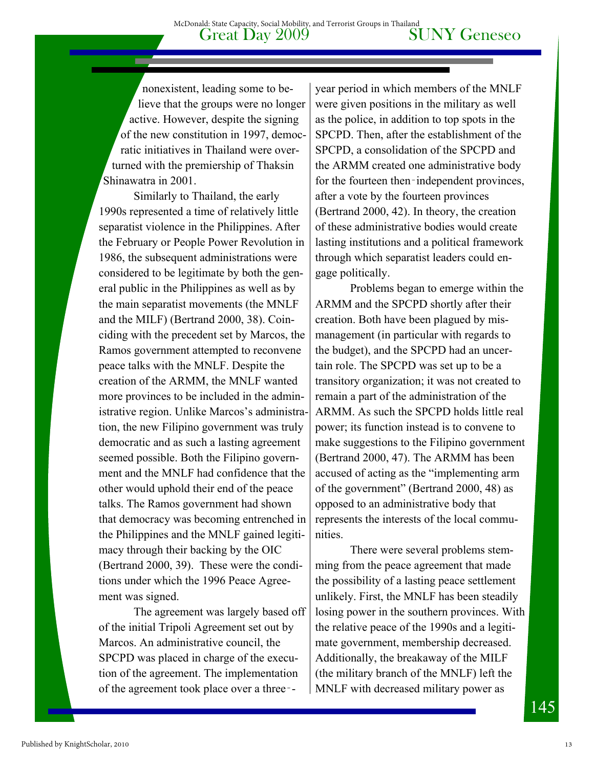nonexistent, leading some to believe that the groups were no longer active. However, despite the signing of the new constitution in 1997, democratic initiatives in Thailand were overturned with the premiership of Thaksin Shinawatra in 2001.

Similarly to Thailand, the early 1990s represented a time of relatively little separatist violence in the Philippines. After the February or People Power Revolution in 1986, the subsequent administrations were considered to be legitimate by both the general public in the Philippines as well as by the main separatist movements (the MNLF and the MILF) (Bertrand 2000, 38). Coinciding with the precedent set by Marcos, the Ramos government attempted to reconvene peace talks with the MNLF. Despite the creation of the ARMM, the MNLF wanted more provinces to be included in the administrative region. Unlike Marcos's administration, the new Filipino government was truly democratic and as such a lasting agreement seemed possible. Both the Filipino government and the MNLF had confidence that the other would uphold their end of the peace talks. The Ramos government had shown that democracy was becoming entrenched in the Philippines and the MNLF gained legitimacy through their backing by the OIC (Bertrand 2000, 39). These were the conditions under which the 1996 Peace Agreement was signed.

The agreement was largely based off of the initial Tripoli Agreement set out by Marcos. An administrative council, the SPCPD was placed in charge of the execution of the agreement. The implementation of the agreement took place over a three-year period in which members of the MNLF were given positions in the military as well as the police, in addition to top spots in the SPCPD. Then, after the establishment of the SPCPD, a consolidation of the SPCPD and the ARMM created one administrative body for the fourteen then-independent provinces, after a vote by the fourteen provinces (Bertrand 2000, 42). In theory, the creation of these administrative bodies would create lasting institutions and a political framework through which separatist leaders could engage politically.

Problems began to emerge within the ARMM and the SPCPD shortly after their creation. Both have been plagued by mismanagement (in particular with regards to the budget), and the SPCPD had an uncertain role. The SPCPD was set up to be a transitory organization; it was not created to remain a part of the administration of the ARMM. As such the SPCPD holds little real power; its function instead is to convene to make suggestions to the Filipino government (Bertrand 2000, 47). The ARMM has been accused of acting as the "implementing arm of the government" (Bertrand 2000, 48) as opposed to an administrative body that represents the interests of the local communities.

There were several problems stemming from the peace agreement that made the possibility of a lasting peace settlement unlikely. First, the MNLF has been steadily losing power in the southern provinces. With the relative peace of the 1990s and a legitimate government, membership decreased. Additionally, the breakaway of the MILF (the military branch of the MNLF) left the MNLF with decreased military power as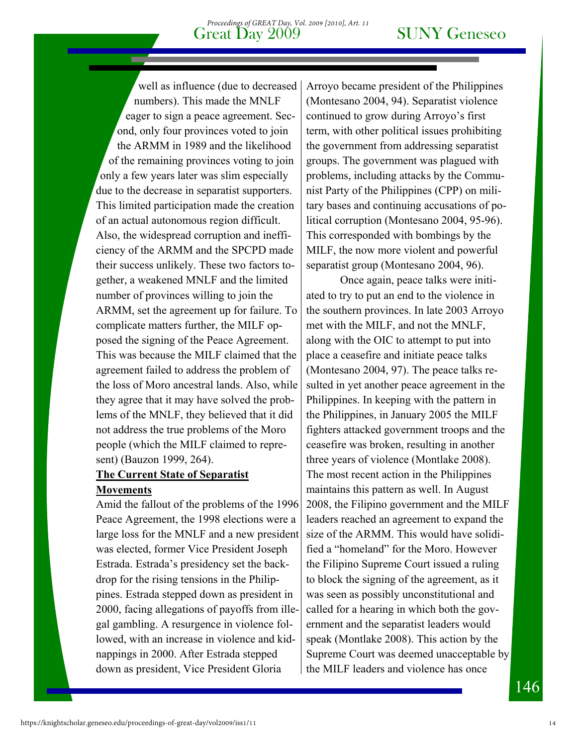well as influence (due to decreased numbers). This made the MNLF eager to sign a peace agreement. Second, only four provinces voted to join the ARMM in 1989 and the likelihood of the remaining provinces voting to join only a few years later was slim especially due to the decrease in separatist supporters. This limited participation made the creation of an actual autonomous region difficult. Also, the widespread corruption and inefficiency of the ARMM and the SPCPD made their success unlikely. These two factors together, a weakened MNLF and the limited number of provinces willing to join the ARMM, set the agreement up for failure. To complicate matters further, the MILF opposed the signing of the Peace Agreement. This was because the MILF claimed that the agreement failed to address the problem of the loss of Moro ancestral lands. Also, while they agree that it may have solved the problems of the MNLF, they believed that it did not address the true problems of the Moro people (which the MILF claimed to represent) (Bauzon 1999, 264).

**The Current State of Separatist Movements**

Amid the fallout of the problems of the 1996 Peace Agreement, the 1998 elections were a large loss for the MNLF and a new president was elected, former Vice President Joseph Estrada. Estrada's presidency set the backdrop for the rising tensions in the Philippines. Estrada stepped down as president in 2000, facing allegations of payoffs from illegal gambling. A resurgence in violence followed, with an increase in violence and kidnappings in 2000. After Estrada stepped down as president, Vice President Gloria Arroyo became president of the Philippines (Montesano 2004, 94). Separatist violence continued to grow during Arroyo's first term, with other political issues prohibiting the government from addressing separatist groups. The government was plagued with problems, including attacks by the Communist Party of the Philippines (CPP) on military bases and continuing accusations of political corruption (Montesano 2004, 95-96). This corresponded with bombings by the MILF, the now more violent and powerful separatist group (Montesano 2004, 96).

Once again, peace talks were initiated to try to put an end to the violence in the southern provinces. In late 2003 Arroyo met with the MILF, and not the MNLF, along with the OIC to attempt to put into place a ceasefire and initiate peace talks (Montesano 2004, 97). The peace talks resulted in yet another peace agreement in the Philippines. In keeping with the pattern in the Philippines, in January 2005 the MILF fighters attacked government troops and the ceasefire was broken, resulting in another three years of violence (Montlake 2008). The most recent action in the Philippines maintains this pattern as well. In August 2008, the Filipino government and the MILF leaders reached an agreement to expand the size of the ARMM. This would have solidified a "homeland" for the Moro. However the Filipino Supreme Court issued a ruling to block the signing of the agreement, as it was seen as possibly unconstitutional and called for a hearing in which both the government and the separatist leaders would speak (Montlake 2008). This action by the Supreme Court was deemed unacceptable by the MILF leaders and violence has once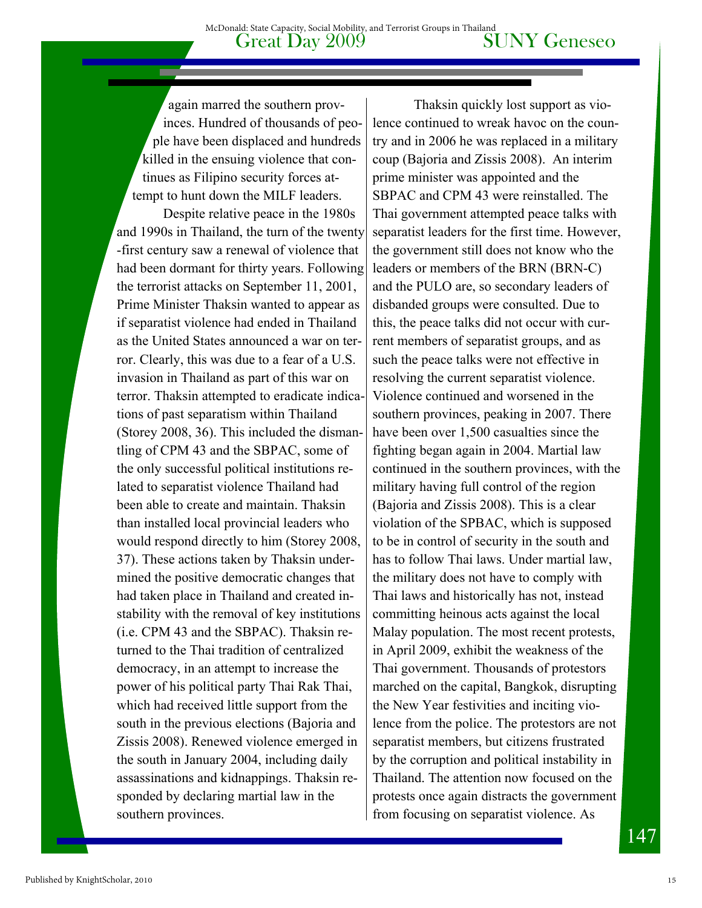again marred the southern provinces. Hundred of thousands of people have been displaced and hundreds killed in the ensuing violence that continues as Filipino security forces attempt to hunt down the MILF leaders.

Despite relative peace in the 1980s and 1990s in Thailand, the turn of the twenty-first century saw a renewal of violence that had been dormant for thirty years. Following the terrorist attacks on September 11, 2001, Prime Minister Thaksin wanted to appear as if separatist violence had ended in Thailand as the United States announced a war on terror. Clearly, this was due to a fear of a U.S. invasion in Thailand as part of this war on terror. Thaksin attempted to eradicate indications of past separatism within Thailand (Storey 2008, 36). This included the dismantling of CPM 43 and the SBPAC, some of the only successful political institutions related to separatist violence Thailand had been able to create and maintain. Thaksin than installed local provincial leaders who would respond directly to him (Storey 2008, 37). These actions taken by Thaksin undermined the positive democratic changes that had taken place in Thailand and created instability with the removal of key institutions (i.e. CPM 43 and the SBPAC). Thaksin returned to the Thai tradition of centralized democracy, in an attempt to increase the power of his political party Thai Rak Thai, which had received little support from the south in the previous elections (Bajoria and Zissis 2008). Renewed violence emerged in the south in January 2004, including daily assassinations and kidnappings. Thaksin responded by declaring martial law in the southern provinces.

Thaksin quickly lost support as violence continued to wreak havoc on the country and in 2006 he was replaced in a military coup (Bajoria and Zissis 2008). An interim prime minister was appointed and the SBPAC and CPM 43 were reinstalled. The Thai government attempted peace talks with separatist leaders for the first time. However, the government still does not know who the leaders or members of the BRN (BRN-C) and the PULO are, so secondary leaders of disbanded groups were consulted. Due to this, the peace talks did not occur with current members of separatist groups, and as such the peace talks were not effective in resolving the current separatist violence. Violence continued and worsened in the southern provinces, peaking in 2007. There have been over 1,500 casualties since the fighting began again in 2004. Martial law continued in the southern provinces, with the military having full control of the region (Bajoria and Zissis 2008). This is a clear violation of the SPBAC, which is supposed to be in control of security in the south and has to follow Thai laws. Under martial law, the military does not have to comply with Thai laws and historically has not, instead committing heinous acts against the local Malay population. The most recent protests, in April 2009, exhibit the weakness of the Thai government. Thousands of protestors marched on the capital, Bangkok, disrupting the New Year festivities and inciting violence from the police. The protestors are not separatist members, but citizens frustrated by the corruption and political instability in Thailand. The attention now focused on the protests once again distracts the government from focusing on separatist violence. As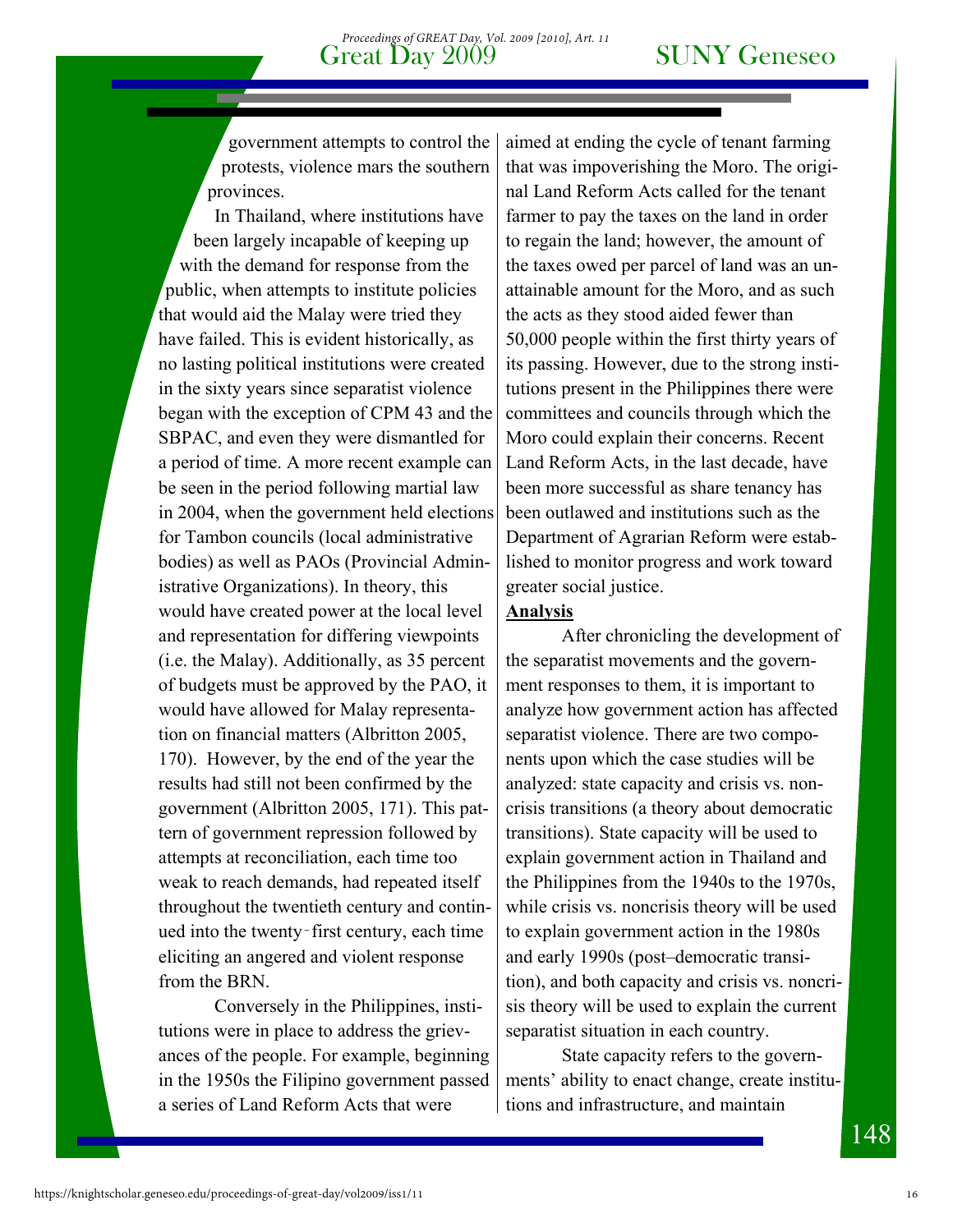government attempts to control the protests, violence mars the southern provinces.

In Thailand, where institutions have been largely incapable of keeping up with the demand for response from the public, when attempts to institute policies that would aid the Malay were tried they have failed. This is evident historically, as no lasting political institutions were created in the sixty years since separatist violence began with the exception of CPM 43 and the SBPAC, and even they were dismantled for a period of time. A more recent example can be seen in the period following martial law in 2004, when the government held elections for Tambon councils (local administrative bodies) as well as PAOs (Provincial Administrative Organizations). In theory, this would have created power at the local level and representation for differing viewpoints (i.e. the Malay). Additionally, as 35 percent of budgets must be approved by the PAO, it would have allowed for Malay representation on financial matters (Albritton 2005, 170). However, by the end of the year the results had still not been confirmed by the government (Albritton 2005, 171). This pattern of government repression followed by attempts at reconciliation, each time too weak to reach demands, had repeated itself throughout the twentieth century and continued into the twenty-first century, each time eliciting an angered and violent response from the BRN.

Conversely in the Philippines, institutions were in place to address the grievances of the people. For example, beginning in the 1950s the Filipino government passed a series of Land Reform Acts that were aimed at ending the cycle of tenant farming that was impoverishing the Moro. The original Land Reform Acts called for the tenant farmer to pay the taxes on the land in order to regain the land; however, the amount of the taxes owed per parcel of land was an unattainable amount for the Moro, and as such the acts as they stood aided fewer than 50,000 people within the first thirty years of its passing. However, due to the strong institutions present in the Philippines there were committees and councils through which the Moro could explain their concerns. Recent Land Reform Acts, in the last decade, have been more successful as share tenancy has been outlawed and institutions such as the Department of Agrarian Reform were established to monitor progress and work toward greater social justice.

**Analysis**

After chronicling the development of the separatist movements and the government responses to them, it is important to analyze how government action has affected separatist violence. There are two components upon which the case studies will be analyzed: state capacity and crisis vs. noncrisis transitions (a theory about democratic transitions). State capacity will be used to explain government action in Thailand and the Philippines from the 1940s to the 1970s, while crisis vs. noncrisis theory will be used to explain government action in the 1980s and early 1990s (post–democratic transition), and both capacity and crisis vs. noncrisis theory will be used to explain the current separatist situation in each country.

State capacity refers to the governments' ability to enact change, create institutions and infrastructure, and maintain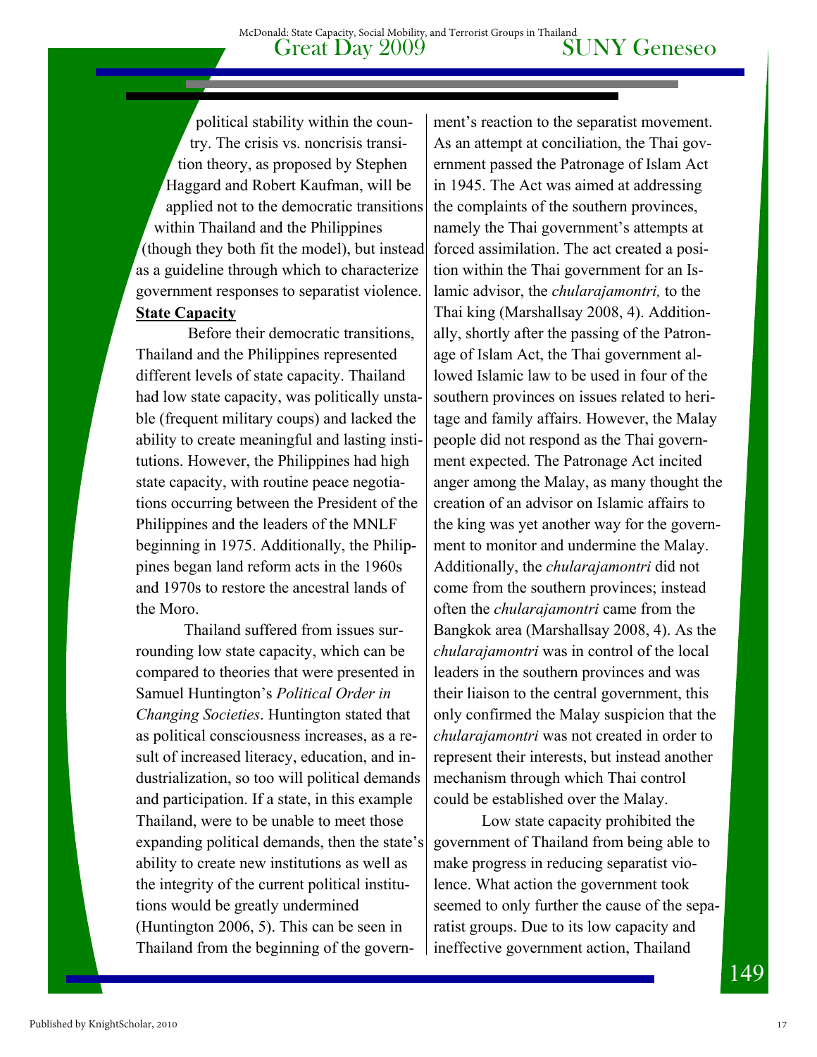political stability within the country. The crisis vs. noncrisis transition theory, as proposed by Stephen Haggard and Robert Kaufman, will be applied not to the democratic transitions within Thailand and the Philippines (though they both fit the model), but instead as a guideline through which to characterize government responses to separatist violence.

**State Capacity**

Before their democratic transitions, Thailand and the Philippines represented different levels of state capacity. Thailand had low state capacity, was politically unstable (frequent military coups) and lacked the ability to create meaningful and lasting institutions. However, the Philippines had high state capacity, with routine peace negotiations occurring between the President of the Philippines and the leaders of the MNLF beginning in 1975. Additionally, the Philippines began land reform acts in the 1960s and 1970s to restore the ancestral lands of the Moro.

Thailand suffered from issues surrounding low state capacity, which can be compared to theories that were presented in Samuel Huntington's *Political Order in Changing Societies*. Huntington stated that as political consciousness increases, as a result of increased literacy, education, and industrialization, so too will political demands and participation. If a state, in this example Thailand, were to be unable to meet those expanding political demands, then the state's ability to create new institutions as well as the integrity of the current political institutions would be greatly undermined (Huntington 2006, 5). This can be seen in Thailand from the beginning of the government's reaction to the separatist movement. As an attempt at conciliation, the Thai government passed the Patronage of Islam Act in 1945. The Act was aimed at addressing the complaints of the southern provinces, namely the Thai government's attempts at forced assimilation. The act created a position within the Thai government for an Islamic advisor, the *chularajamontri,* to the Thai king (Marshallsay 2008, 4). Additionally, shortly after the passing of the Patronage of Islam Act, the Thai government allowed Islamic law to be used in four of the southern provinces on issues related to heritage and family affairs. However, the Malay people did not respond as the Thai government expected. The Patronage Act incited anger among the Malay, as many thought the creation of an advisor on Islamic affairs to the king was yet another way for the government to monitor and undermine the Malay. Additionally, the *chularajamontri* did not come from the southern provinces; instead often the *chularajamontri* came from the Bangkok area (Marshallsay 2008, 4). As the *chularajamontri* was in control of the local leaders in the southern provinces and was their liaison to the central government, this only confirmed the Malay suspicion that the *chularajamontri* was not created in order to represent their interests, but instead another mechanism through which Thai control could be established over the Malay.

Low state capacity prohibited the government of Thailand from being able to make progress in reducing separatist violence. What action the government took seemed to only further the cause of the separatist groups. Due to its low capacity and ineffective government action, Thailand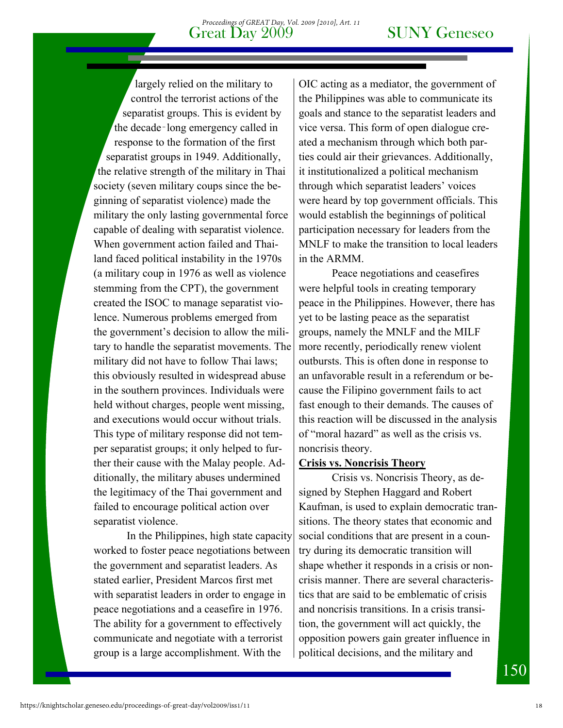largely relied on the military to control the terrorist actions of the separatist groups. This is evident by the decade-long emergency called in response to the formation of the first separatist groups in 1949. Additionally, the relative strength of the military in Thai society (seven military coups since the beginning of separatist violence) made the military the only lasting governmental force capable of dealing with separatist violence. When government action failed and Thailand faced political instability in the 1970s (a military coup in 1976 as well as violence stemming from the CPT), the government created the ISOC to manage separatist violence. Numerous problems emerged from the government's decision to allow the military to handle the separatist movements. The military did not have to follow Thai laws; this obviously resulted in widespread abuse in the southern provinces. Individuals were held without charges, people went missing, and executions would occur without trials. This type of military response did not temper separatist groups; it only helped to further their cause with the Malay people. Additionally, the military abuses undermined the legitimacy of the Thai government and failed to encourage political action over separatist violence.

In the Philippines, high state capacity worked to foster peace negotiations between the government and separatist leaders. As stated earlier, President Marcos first met with separatist leaders in order to engage in peace negotiations and a ceasefire in 1976. The ability for a government to effectively communicate and negotiate with a terrorist group is a large accomplishment. With the OIC acting as a mediator, the government of the Philippines was able to communicate its goals and stance to the separatist leaders and vice versa. This form of open dialogue created a mechanism through which both parties could air their grievances. Additionally, it institutionalized a political mechanism through which separatist leaders' voices were heard by top government officials. This would establish the beginnings of political participation necessary for leaders from the MNLF to make the transition to local leaders in the ARMM.

Peace negotiations and ceasefires were helpful tools in creating temporary peace in the Philippines. However, there has yet to be lasting peace as the separatist groups, namely the MNLF and the MILF more recently, periodically renew violent outbursts. This is often done in response to an unfavorable result in a referendum or because the Filipino government fails to act fast enough to their demands. The causes of this reaction will be discussed in the analysis of "moral hazard" as well as the crisis vs. noncrisis theory.

**Crisis vs. Noncrisis Theory**

Crisis vs. Noncrisis Theory, as designed by Stephen Haggard and Robert Kaufman, is used to explain democratic transitions. The theory states that economic and social conditions that are present in a country during its democratic transition will shape whether it responds in a crisis or noncrisis manner. There are several characteristics that are said to be emblematic of crisis and noncrisis transitions. In a crisis transition, the government will act quickly, the opposition powers gain greater influence in political decisions, and the military and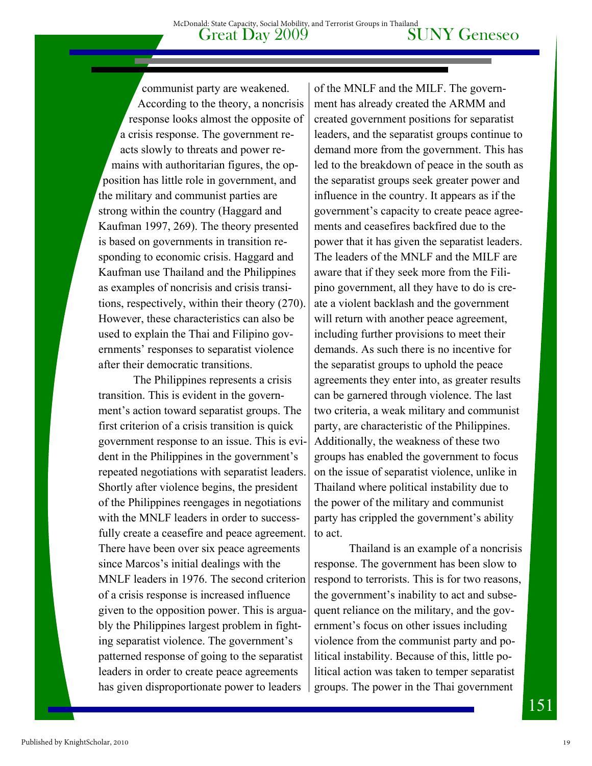communist party are weakened. According to the theory, a noncrisis response looks almost the opposite of a crisis response. The government reacts slowly to threats and power remains with authoritarian figures, the opposition has little role in government, and the military and communist parties are strong within the country (Haggard and Kaufman 1997, 269). The theory presented is based on governments in transition responding to economic crisis. Haggard and Kaufman use Thailand and the Philippines as examples of noncrisis and crisis transitions, respectively, within their theory (270). However, these characteristics can also be used to explain the Thai and Filipino governments' responses to separatist violence after their democratic transitions.

The Philippines represents a crisis transition. This is evident in the government's action toward separatist groups. The first criterion of a crisis transition is quick government response to an issue. This is evident in the Philippines in the government's repeated negotiations with separatist leaders. Shortly after violence begins, the president of the Philippines reengages in negotiations with the MNLF leaders in order to successfully create a ceasefire and peace agreement. There have been over six peace agreements since Marcos's initial dealings with the MNLF leaders in 1976. The second criterion of a crisis response is increased influence given to the opposition power. This is arguably the Philippines largest problem in fighting separatist violence. The government's patterned response of going to the separatist leaders in order to create peace agreements has given disproportionate power to leaders of the MNLF and the MILF. The government has already created the ARMM and created government positions for separatist leaders, and the separatist groups continue to demand more from the government. This has led to the breakdown of peace in the south as the separatist groups seek greater power and influence in the country. It appears as if the government's capacity to create peace agreements and ceasefires backfired due to the power that it has given the separatist leaders. The leaders of the MNLF and the MILF are aware that if they seek more from the Filipino government, all they have to do is create a violent backlash and the government will return with another peace agreement, including further provisions to meet their demands. As such there is no incentive for the separatist groups to uphold the peace agreements they enter into, as greater results can be garnered through violence. The last two criteria, a weak military and communist party, are characteristic of the Philippines. Additionally, the weakness of these two groups has enabled the government to focus on the issue of separatist violence, unlike in Thailand where political instability due to the power of the military and communist party has crippled the government's ability to act.

Thailand is an example of a noncrisis response. The government has been slow to respond to terrorists. This is for two reasons, the government's inability to act and subsequent reliance on the military, and the government's focus on other issues including violence from the communist party and political instability. Because of this, little political action was taken to temper separatist groups. The power in the Thai government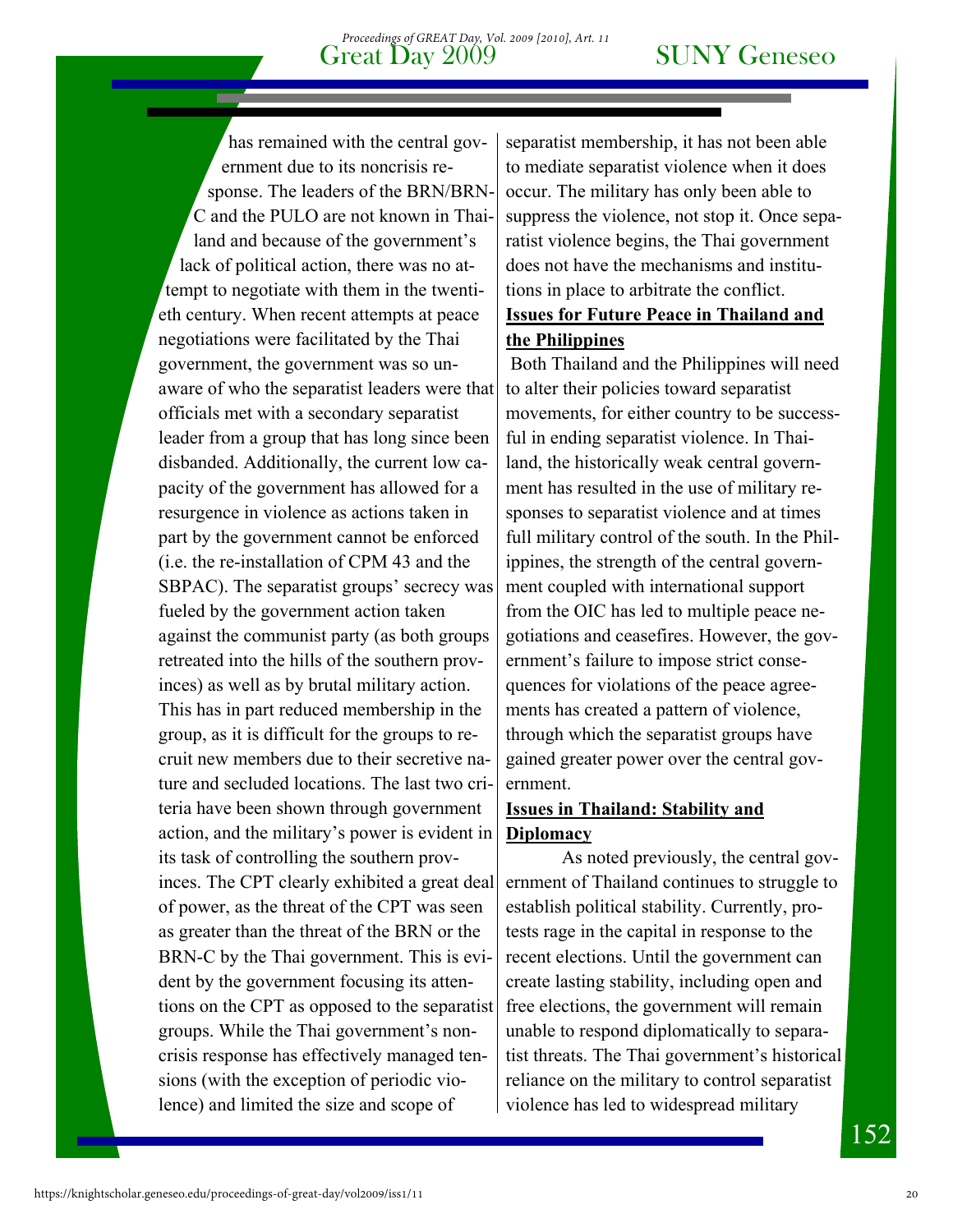has remained with the central government due to its noncrisis response. The leaders of the BRN/BRN-C and the PULO are not known in Thailand and because of the government's lack of political action, there was no attempt to negotiate with them in the twentieth century. When recent attempts at peace negotiations were facilitated by the Thai government, the government was so unaware of who the separatist leaders were that officials met with a secondary separatist leader from a group that has long since been disbanded. Additionally, the current low capacity of the government has allowed for a resurgence in violence as actions taken in part by the government cannot be enforced (i.e. the re-installation of CPM 43 and the SBPAC). The separatist groups' secrecy was fueled by the government action taken against the communist party (as both groups retreated into the hills of the southern provinces) as well as by brutal military action. This has in part reduced membership in the group, as it is difficult for the groups to recruit new members due to their secretive nature and secluded locations. The last two criteria have been shown through government action, and the military's power is evident in its task of controlling the southern provinces. The CPT clearly exhibited a great deal of power, as the threat of the CPT was seen as greater than the threat of the BRN or the BRN-C by the Thai government. This is evident by the government focusing its attentions on the CPT as opposed to the separatist groups. While the Thai government's noncrisis response has effectively managed tensions (with the exception of periodic violence) and limited the size and scope of separatist membership, it has not been able to mediate separatist violence when it does occur. The military has only been able to suppress the violence, not stop it. Once separatist violence begins, the Thai government does not have the mechanisms and institutions in place to arbitrate the conflict.

**Issues for Future Peace in Thailand and the Philippines**

Both Thailand and the Philippines will need to alter their policies toward separatist movements, for either country to be successful in ending separatist violence. In Thailand, the historically weak central government has resulted in the use of military responses to separatist violence and at times full military control of the south. In the Philippines, the strength of the central government coupled with international support from the OIC has led to multiple peace negotiations and ceasefires. However, the government's failure to impose strict consequences for violations of the peace agreements has created a pattern of violence, through which the separatist groups have gained greater power over the central government.

**Issues in Thailand: Stability and Diplomacy**

As noted previously, the central government of Thailand continues to struggle to establish political stability. Currently, protests rage in the capital in response to the recent elections. Until the government can create lasting stability, including open and free elections, the government will remain unable to respond diplomatically to separatist threats. The Thai government's historical reliance on the military to control separatist violence has led to widespread military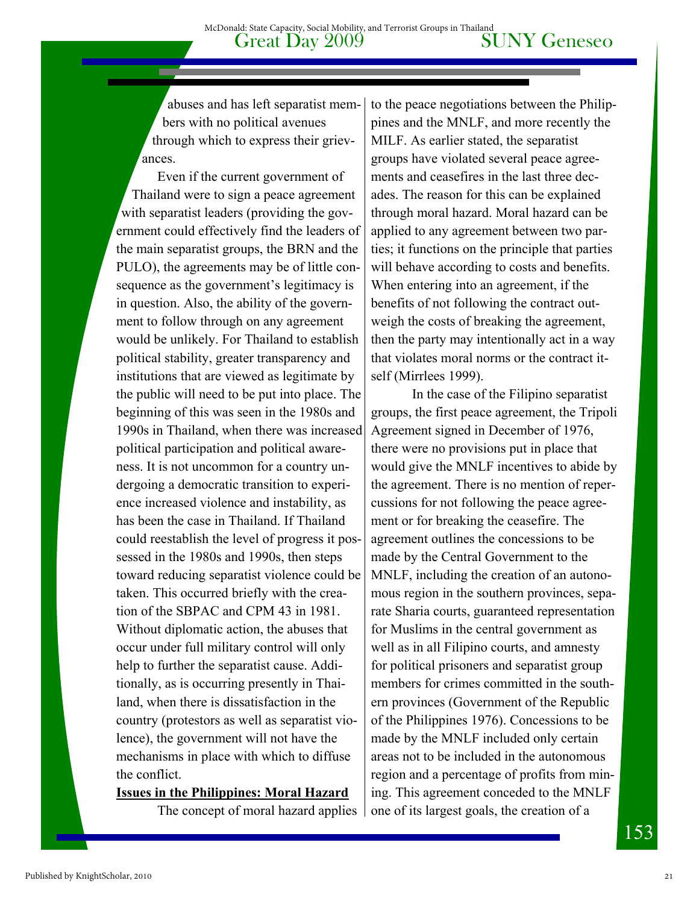abuses and has left separatist members with no political avenues through which to express their grievances.

Even if the current government of Thailand were to sign a peace agreement with separatist leaders (providing the government could effectively find the leaders of the main separatist groups, the BRN and the PULO), the agreements may be of little consequence as the government's legitimacy is in question. Also, the ability of the government to follow through on any agreement would be unlikely. For Thailand to establish political stability, greater transparency and institutions that are viewed as legitimate by the public will need to be put into place. The beginning of this was seen in the 1980s and 1990s in Thailand, when there was increased political participation and political awareness. It is not uncommon for a country undergoing a democratic transition to experience increased violence and instability, as has been the case in Thailand. If Thailand could reestablish the level of progress it possessed in the 1980s and 1990s, then steps toward reducing separatist violence could be taken. This occurred briefly with the creation of the SBPAC and CPM 43 in 1981. Without diplomatic action, the abuses that occur under full military control will only help to further the separatist cause. Additionally, as is occurring presently in Thailand, when there is dissatisfaction in the country (protestors as well as separatist violence), the government will not have the mechanisms in place with which to diffuse the conflict.

**Issues in the Philippines: Moral Hazard**

The concept of moral hazard applies to the peace negotiations between the Philippines and the MNLF, and more recently the MILF. As earlier stated, the separatist groups have violated several peace agreements and ceasefires in the last three decades. The reason for this can be explained through moral hazard. Moral hazard can be applied to any agreement between two parties; it functions on the principle that parties will behave according to costs and benefits. When entering into an agreement, if the benefits of not following the contract outweigh the costs of breaking the agreement, then the party may intentionally act in a way that violates moral norms or the contract itself (Mirrlees 1999).

In the case of the Filipino separatist groups, the first peace agreement, the Tripoli Agreement signed in December of 1976, there were no provisions put in place that would give the MNLF incentives to abide by the agreement. There is no mention of repercussions for not following the peace agreement or for breaking the ceasefire. The agreement outlines the concessions to be made by the Central Government to the MNLF, including the creation of an autonomous region in the southern provinces, separate Sharia courts, guaranteed representation for Muslims in the central government as well as in all Filipino courts, and amnesty for political prisoners and separatist group members for crimes committed in the southern provinces (Government of the Republic of the Philippines 1976). Concessions to be made by the MNLF included only certain areas not to be included in the autonomous region and a percentage of profits from mining. This agreement conceded to the MNLF one of its largest goals, the creation of a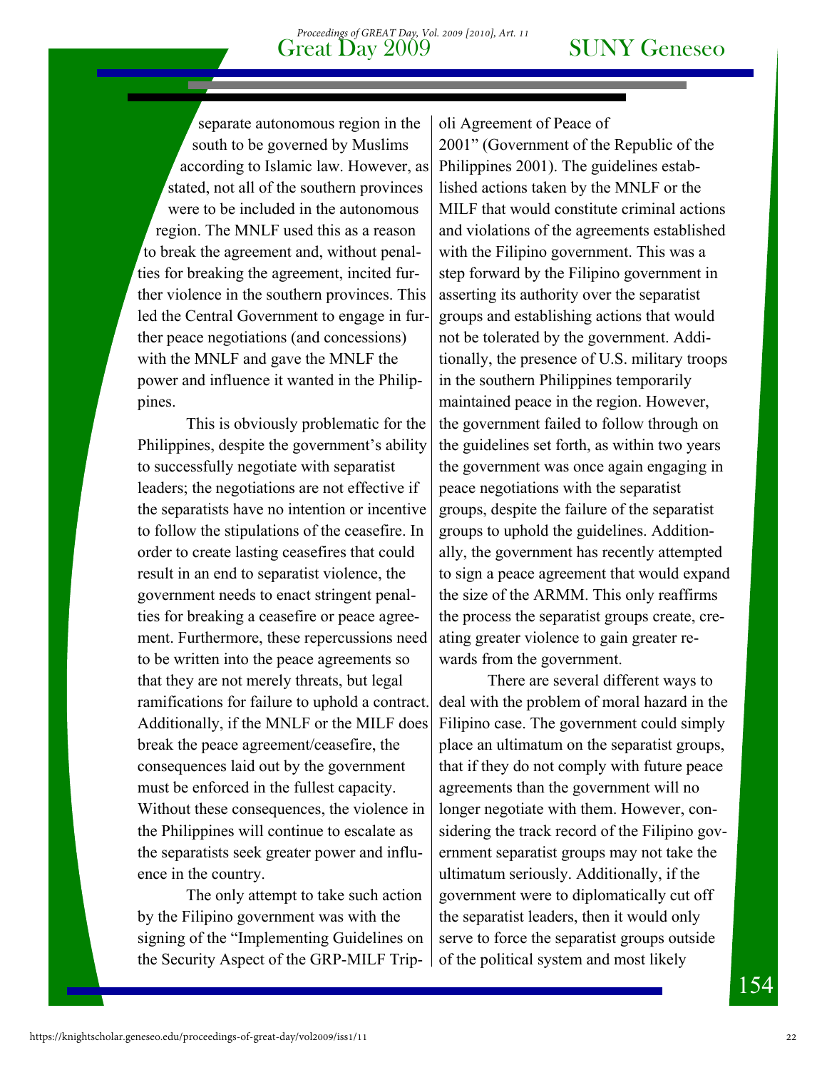separate autonomous region in the south to be governed by Muslims according to Islamic law. However, as stated, not all of the southern provinces were to be included in the autonomous region. The MNLF used this as a reason to break the agreement and, without penalties for breaking the agreement, incited further violence in the southern provinces. This led the Central Government to engage in further peace negotiations (and concessions) with the MNLF and gave the MNLF the power and influence it wanted in the Philippines.

This is obviously problematic for the Philippines, despite the government's ability to successfully negotiate with separatist leaders; the negotiations are not effective if the separatists have no intention or incentive to follow the stipulations of the ceasefire. In order to create lasting ceasefires that could result in an end to separatist violence, the government needs to enact stringent penalties for breaking a ceasefire or peace agreement. Furthermore, these repercussions need to be written into the peace agreements so that they are not merely threats, but legal ramifications for failure to uphold a contract. Additionally, if the MNLF or the MILF does break the peace agreement/ceasefire, the consequences laid out by the government must be enforced in the fullest capacity. Without these consequences, the violence in the Philippines will continue to escalate as the separatists seek greater power and influence in the country.

The only attempt to take such action by the Filipino government was with the signing of the "Implementing Guidelines on the Security Aspect of the GRP-MILF Tripoli Agreement of Peace of 2001" (Government of the Republic of the Philippines 2001). The guidelines established actions taken by the MNLF or the MILF that would constitute criminal actions and violations of the agreements established with the Filipino government. This was a step forward by the Filipino government in asserting its authority over the separatist groups and establishing actions that would not be tolerated by the government. Additionally, the presence of U.S. military troops in the southern Philippines temporarily maintained peace in the region. However, the government failed to follow through on the guidelines set forth, as within two years the government was once again engaging in peace negotiations with the separatist groups, despite the failure of the separatist groups to uphold the guidelines. Additionally, the government has recently attempted to sign a peace agreement that would expand the size of the ARMM. This only reaffirms the process the separatist groups create, creating greater violence to gain greater rewards from the government.

There are several different ways to deal with the problem of moral hazard in the Filipino case. The government could simply place an ultimatum on the separatist groups, that if they do not comply with future peace agreements than the government will no longer negotiate with them. However, considering the track record of the Filipino government separatist groups may not take the ultimatum seriously. Additionally, if the government were to diplomatically cut off the separatist leaders, then it would only serve to force the separatist groups outside of the political system and most likely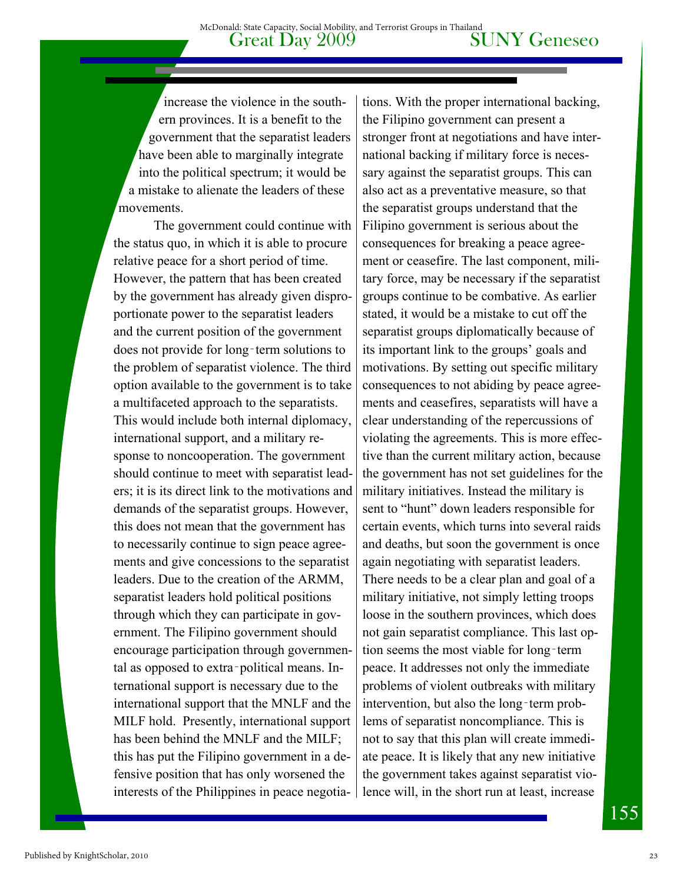increase the violence in the southern provinces. It is a benefit to the government that the separatist leaders have been able to marginally integrate into the political spectrum; it would be a mistake to alienate the leaders of these movements.

The government could continue with the status quo, in which it is able to procure relative peace for a short period of time. However, the pattern that has been created by the government has already given disproportionate power to the separatist leaders and the current position of the government does not provide for long-term solutions to the problem of separatist violence. The third option available to the government is to take a multifaceted approach to the separatists. This would include both internal diplomacy, international support, and a military response to noncooperation. The government should continue to meet with separatist leaders; it is its direct link to the motivations and demands of the separatist groups. However, this does not mean that the government has to necessarily continue to sign peace agreements and give concessions to the separatist leaders. Due to the creation of the ARMM, separatist leaders hold political positions through which they can participate in government. The Filipino government should encourage participation through governmental as opposed to extra-political means. International support is necessary due to the international support that the MNLF and the MILF hold. Presently, international support has been behind the MNLF and the MILF; this has put the Filipino government in a defensive position that has only worsened the interests of the Philippines in peace negotiations. With the proper international backing, the Filipino government can present a stronger front at negotiations and have international backing if military force is necessary against the separatist groups. This can also act as a preventative measure, so that the separatist groups understand that the Filipino government is serious about the consequences for breaking a peace agreement or ceasefire. The last component, military force, may be necessary if the separatist groups continue to be combative. As earlier stated, it would be a mistake to cut off the separatist groups diplomatically because of its important link to the groups' goals and motivations. By setting out specific military consequences to not abiding by peace agreements and ceasefires, separatists will have a clear understanding of the repercussions of violating the agreements. This is more effective than the current military action, because the government has not set guidelines for the military initiatives. Instead the military is sent to "hunt" down leaders responsible for certain events, which turns into several raids and deaths, but soon the government is once again negotiating with separatist leaders. There needs to be a clear plan and goal of a military initiative, not simply letting troops loose in the southern provinces, which does not gain separatist compliance. This last option seems the most viable for long-term peace. It addresses not only the immediate problems of violent outbreaks with military intervention, but also the long-term problems of separatist noncompliance. This is not to say that this plan will create immediate peace. It is likely that any new initiative the government takes against separatist violence will, in the short run at least, increase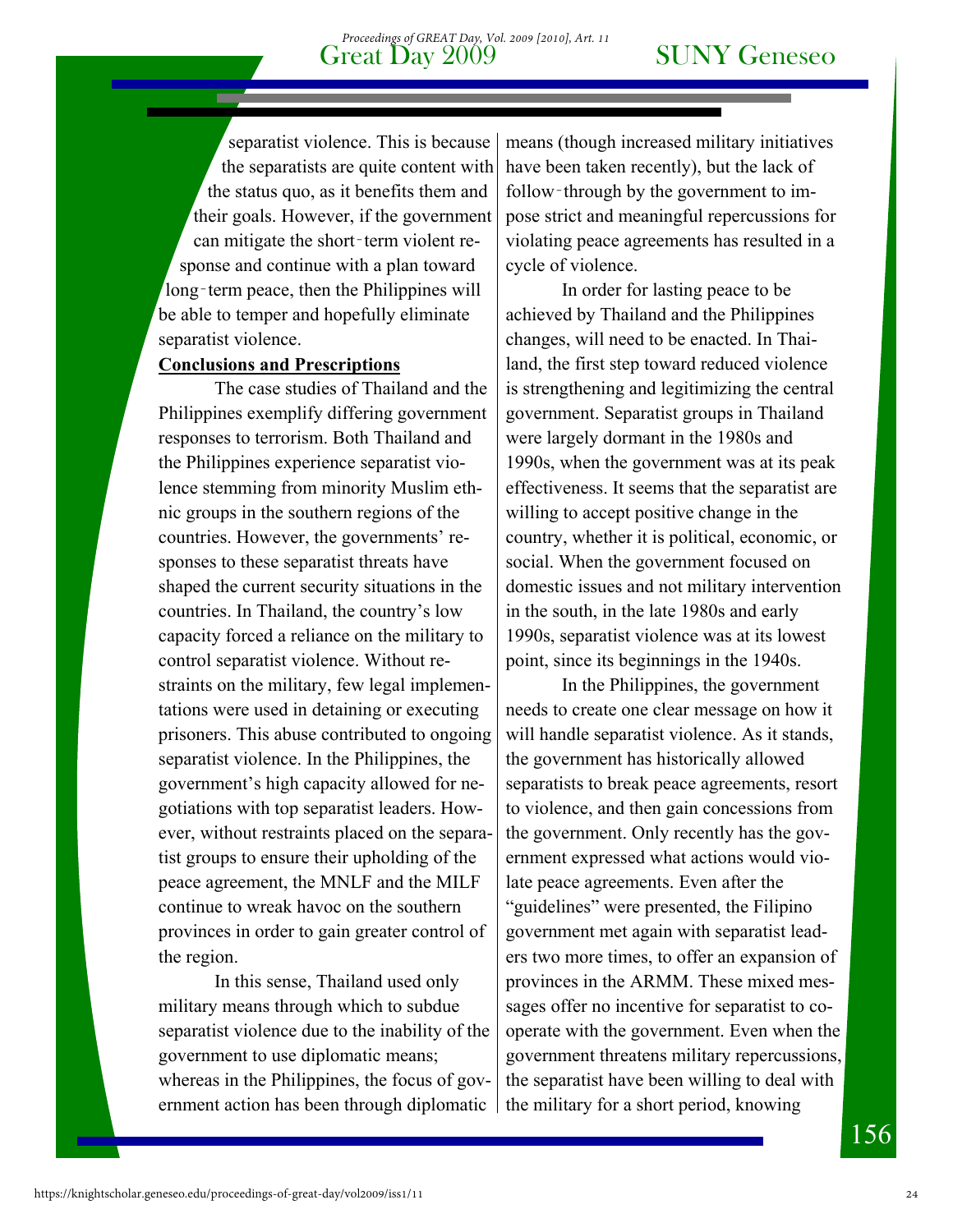separatist violence. This is because the separatists are quite content with the status quo, as it benefits them and their goals. However, if the government can mitigate the short‑term violent response and continue with a plan toward long‑term peace, then the Philippines will be able to temper and hopefully eliminate separatist violence.

**Conclusions and Prescriptions**

The case studies of Thailand and the Philippines exemplify differing government responses to terrorism. Both Thailand and the Philippines experience separatist violence stemming from minority Muslim ethnic groups in the southern regions of the countries. However, the governments' responses to these separatist threats have shaped the current security situations in the countries. In Thailand, the country's low capacity forced a reliance on the military to control separatist violence. Without restraints on the military, few legal implementations were used in detaining or executing prisoners. This abuse contributed to ongoing separatist violence. In the Philippines, the government's high capacity allowed for negotiations with top separatist leaders. However, without restraints placed on the separatist groups to ensure their upholding of the peace agreement, the MNLF and the MILF continue to wreak havoc on the southern provinces in order to gain greater control of the region.

In this sense, Thailand used only military means through which to subdue separatist violence due to the inability of the government to use diplomatic means; whereas in the Philippines, the focus of government action has been through diplomatic means (though increased military initiatives have been taken recently), but the lack of follow‑through by the government to impose strict and meaningful repercussions for violating peace agreements has resulted in a cycle of violence.

In order for lasting peace to be achieved by Thailand and the Philippines changes, will need to be enacted. In Thailand, the first step toward reduced violence is strengthening and legitimizing the central government. Separatist groups in Thailand were largely dormant in the 1980s and 1990s, when the government was at its peak effectiveness. It seems that the separatist are willing to accept positive change in the country, whether it is political, economic, or social. When the government focused on domestic issues and not military intervention in the south, in the late 1980s and early 1990s, separatist violence was at its lowest point, since its beginnings in the 1940s.

In the Philippines, the government needs to create one clear message on how it will handle separatist violence. As it stands, the government has historically allowed separatists to break peace agreements, resort to violence, and then gain concessions from the government. Only recently has the government expressed what actions would violate peace agreements. Even after the "guidelines" were presented, the Filipino government met again with separatist leaders two more times, to offer an expansion of provinces in the ARMM. These mixed messages offer no incentive for separatist to cooperate with the government. Even when the government threatens military repercussions, the separatist have been willing to deal with the military for a short period, knowing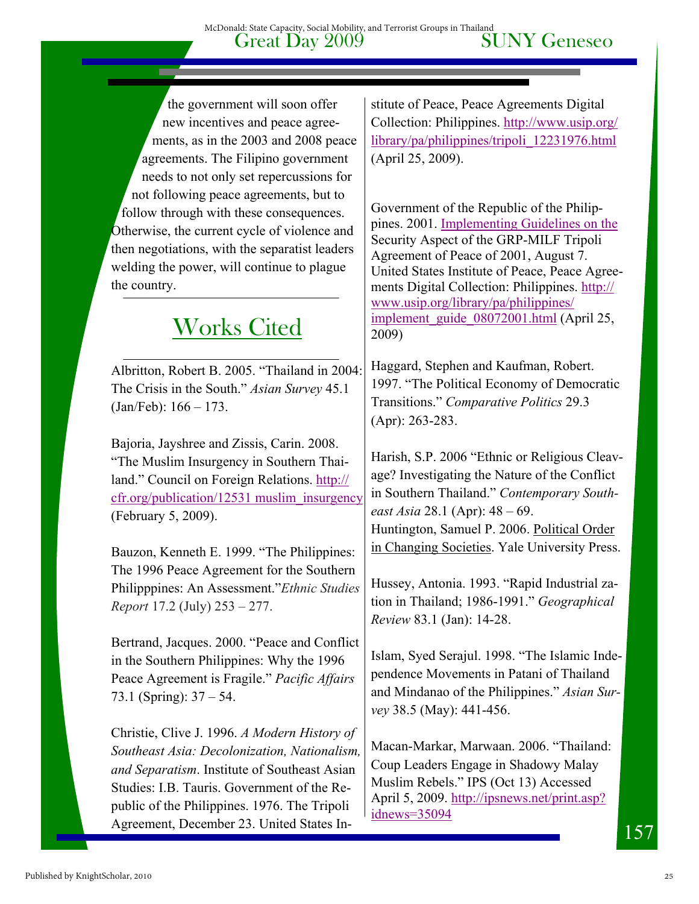the government will soon offer new incentives and peace agreements, as in the 2003 and 2008 peace agreements. The Filipino government needs to not only set repercussions for not following peace agreements, but to follow through with these consequences. Otherwise, the current cycle of violence and then negotiations, with the separatist leaders welding the power, will continue to plague the country.

## Works Cited

Albritton, Robert B. 2005. "Thailand in 2004: The Crisis in the South." *Asian Survey* 45.1 (Jan/Feb): 166 – 173.

Bajoria, Jayshree and Zissis, Carin. 2008. "The Muslim Insurgency in Southern Thailand." Council on Foreign Relations. http://cfr.org/publication/12531 muslim_insurgency (February 5, 2009).

Bauzon, Kenneth E. 1999. "The Philippines: The 1996 Peace Agreement for the Southern Philipppines: An Assessment."*Ethnic Studies Report* 17.2 (July) 253 – 277.

Bertrand, Jacques. 2000. "Peace and Conflict in the Southern Philippines: Why the 1996 Peace Agreement is Fragile." *Pacific Affairs* 73.1 (Spring): 37 – 54.

Christie, Clive J. 1996. *A Modern History of Southeast Asia: Decolonization, Nationalism, and Separatism*. Institute of Southeast Asian Studies: I.B. Tauris. Government of the Republic of the Philippines. 1976. The Tripoli Agreement, December 23. United States Institute of Peace, Peace Agreements Digital Collection: Philippines. http://www.usip.org/library/pa/philippines/tripoli_12231976.html (April 25, 2009).

Government of the Republic of the Philippines. 2001. Implementing Guidelines on the Security Aspect of the GRP-MILF Tripoli Agreement of Peace of 2001, August 7. United States Institute of Peace, Peace Agreements Digital Collection: Philippines. http://www.usip.org/library/pa/philippines/implement_guide_08072001.html (April 25, 2009)

Haggard, Stephen and Kaufman, Robert. 1997. "The Political Economy of Democratic Transitions." *Comparative Politics* 29.3 (Apr): 263-283.

Harish, S.P. 2006 "Ethnic or Religious Cleavage? Investigating the Nature of the Conflict in Southern Thailand." *Contemporary Southeast Asia* 28.1 (Apr): 48 – 69.

Huntington, Samuel P. 2006. Political Order in Changing Societies. Yale University Press.

Hussey, Antonia. 1993. "Rapid Industrial zation in Thailand; 1986-1991." *Geographical Review* 83.1 (Jan): 14-28.

Islam, Syed Serajul. 1998. "The Islamic Independence Movements in Patani of Thailand and Mindanao of the Philippines." *Asian Survey* 38.5 (May): 441-456.

Macan-Markar, Marwaan. 2006. "Thailand: Coup Leaders Engage in Shadowy Malay Muslim Rebels." IPS (Oct 13) Accessed April 5, 2009. http://ipsnews.net/print.asp?idnews=35094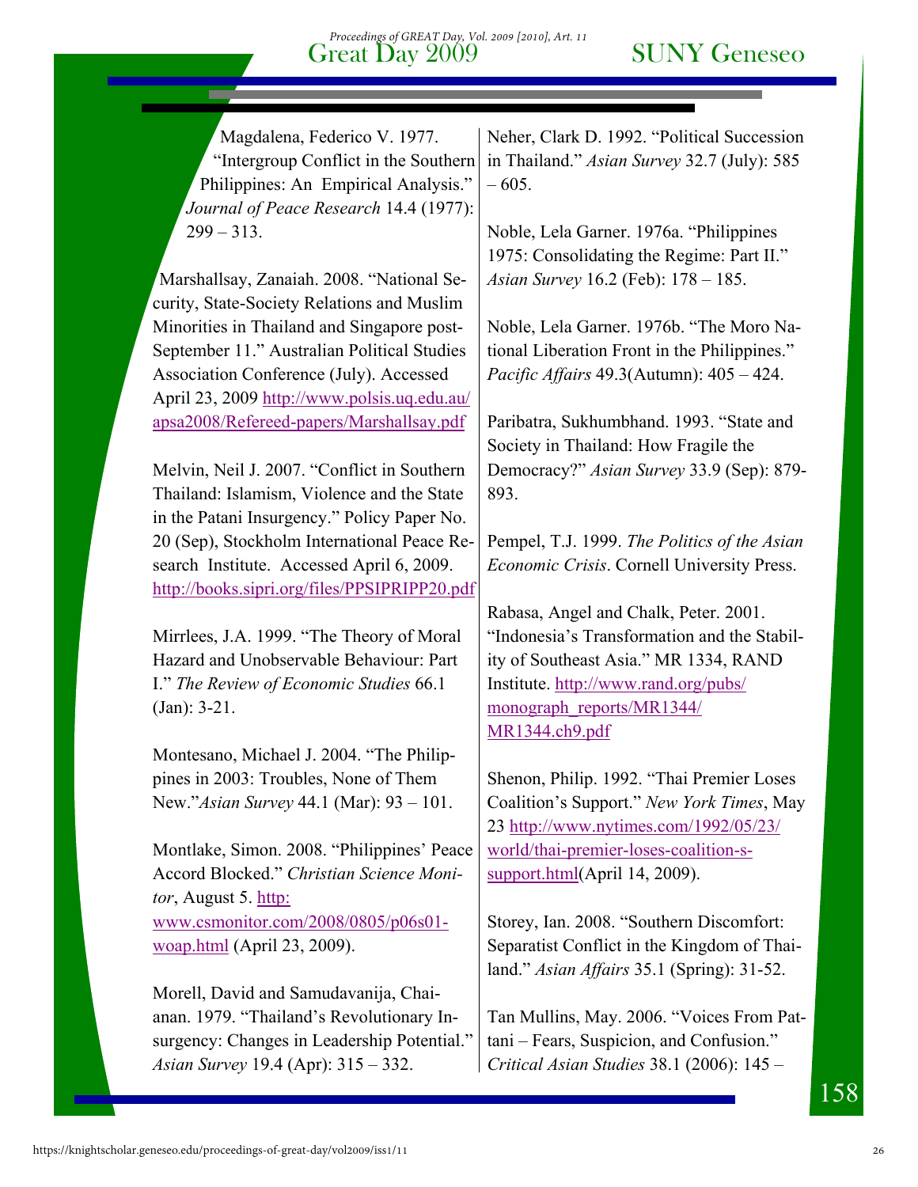Magdalena, Federico V. 1977. "Intergroup Conflict in the Southern Philippines: An Empirical Analysis." *Journal of Peace Research* 14.4 (1977): 299 – 313.

Marshallsay, Zanaiah. 2008. "National Security, State-Society Relations and Muslim Minorities in Thailand and Singapore post-September 11." Australian Political Studies Association Conference (July). Accessed April 23, 2009 http://www.polsis.uq.edu.au/apsa2008/Refereed-papers/Marshallsay.pdf

Melvin, Neil J. 2007. "Conflict in Southern Thailand: Islamism, Violence and the State in the Patani Insurgency." Policy Paper No. 20 (Sep), Stockholm International Peace Research Institute. Accessed April 6, 2009. http://books.sipri.org/files/PPSIPRIPP20.pdf

Mirrlees, J.A. 1999. "The Theory of Moral Hazard and Unobservable Behaviour: Part I." *The Review of Economic Studies* 66.1 (Jan): 3-21.

Montesano, Michael J. 2004. "The Philippines in 2003: Troubles, None of Them New."*Asian Survey* 44.1 (Mar): 93 – 101.

Montlake, Simon. 2008. "Philippines' Peace Accord Blocked." *Christian Science Monitor*, August 5. http: www.csmonitor.com/2008/0805/p06s01-woap.html (April 23, 2009).

Morell, David and Samudavanija, Chai-anan. 1979. "Thailand's Revolutionary Insurgency: Changes in Leadership Potential." *Asian Survey* 19.4 (Apr): 315 – 332.

Neher, Clark D. 1992. "Political Succession in Thailand." *Asian Survey* 32.7 (July): 585 – 605.

Noble, Lela Garner. 1976a. "Philippines 1975: Consolidating the Regime: Part II." *Asian Survey* 16.2 (Feb): 178 – 185.

Noble, Lela Garner. 1976b. "The Moro National Liberation Front in the Philippines." *Pacific Affairs* 49.3(Autumn): 405 – 424.

Paribatra, Sukhumbhand. 1993. "State and Society in Thailand: How Fragile the Democracy?" *Asian Survey* 33.9 (Sep): 879-893.

Pempel, T.J. 1999. *The Politics of the Asian Economic Crisis*. Cornell University Press.

Rabasa, Angel and Chalk, Peter. 2001. "Indonesia's Transformation and the Stability of Southeast Asia." MR 1334, RAND Institute. http://www.rand.org/pubs/monograph_reports/MR1344/MR1344.ch9.pdf

Shenon, Philip. 1992. "Thai Premier Loses Coalition's Support." *New York Times*, May 23 http://www.nytimes.com/1992/05/23/world/thai-premier-loses-coalition-s-support.html(April 14, 2009).

Storey, Ian. 2008. "Southern Discomfort: Separatist Conflict in the Kingdom of Thailand." *Asian Affairs* 35.1 (Spring): 31-52.

Tan Mullins, May. 2006. "Voices From Pattani – Fears, Suspicion, and Confusion." *Critical Asian Studies* 38.1 (2006): 145 –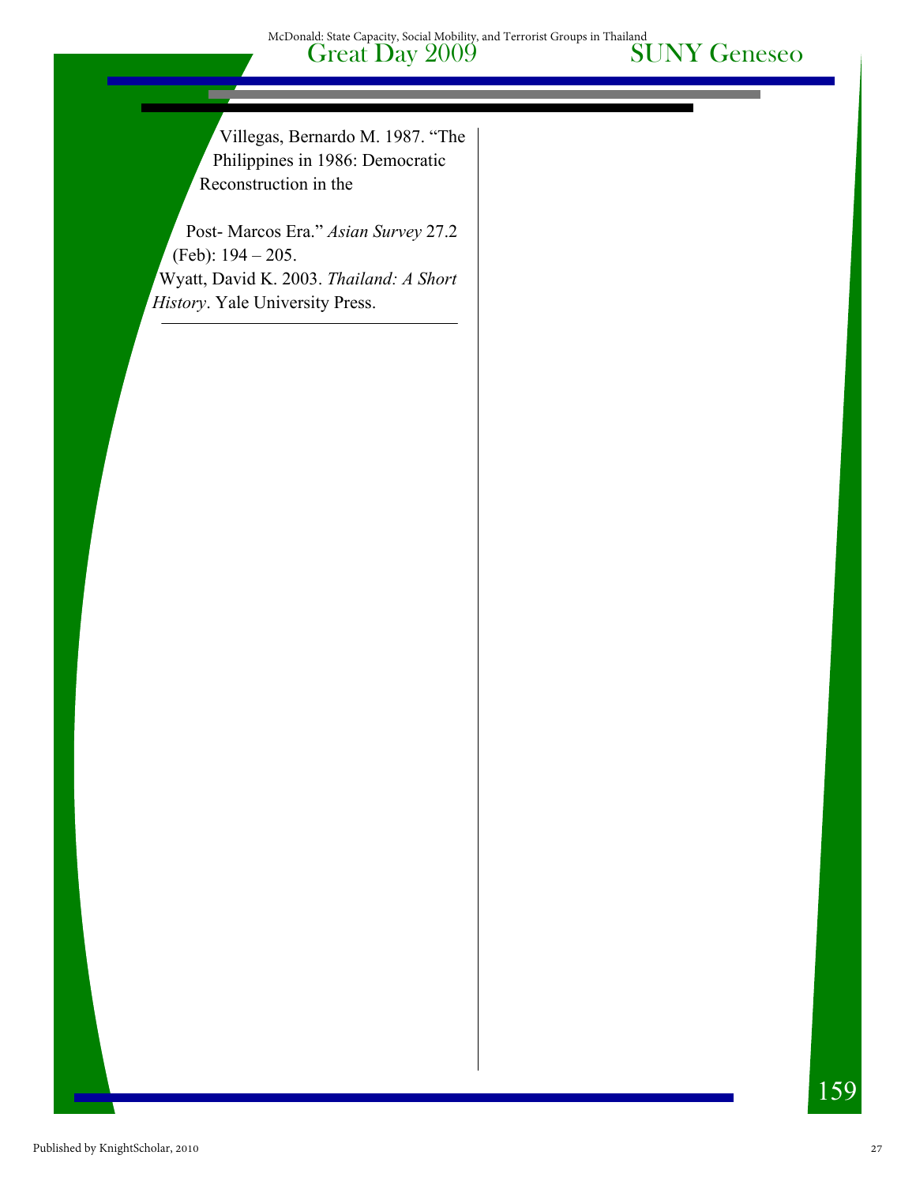Villegas, Bernardo M. 1987. "The Philippines in 1986: Democratic Reconstruction in the Post- Marcos Era." *Asian Survey* 27.2 (Feb): 194 – 205.

Wyatt, David K. 2003. *Thailand: A Short History*. Yale University Press.